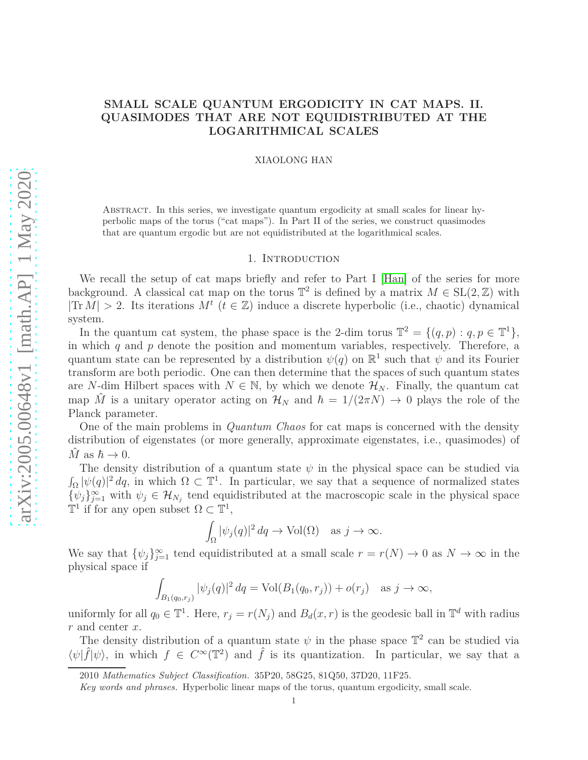# SMALL SCALE QUANTUM ERGODICITY IN CAT MAPS. II. QUASIMODES THAT ARE NOT EQUIDISTRIBUTED AT THE LOGARITHMICAL SCALES

XIAOLONG HAN

Abstract. In this series, we investigate quantum ergodicity at small scales for linear hyperbolic maps of the torus ("cat maps"). In Part II of the series, we construct quasimodes that are quantum ergodic but are not equidistributed at the logarithmical scales.

## 1. Introduction

We recall the setup of cat maps briefly and refer to Part I [Han] of the series for more background. A classical cat map on the torus $\mathbb{T}^2$ is defined by a matrix $M \in \mathrm{SL}(2,\mathbb{Z})$ with $|\mathrm{Tr}\, M| > 2$. Its iterations $M^t$ ($t \in \mathbb{Z}$) induce a discrete hyperbolic (i.e., chaotic) dynamical system.

In the quantum cat system, the phase space is the 2-dim torus $\mathbb{T}^2 = \{(q,p) : q,p \in \mathbb{T}^1\}$, in which $q$ and $p$ denote the position and momentum variables, respectively. Therefore, a quantum state can be represented by a distribution $\psi(q)$ on $\mathbb{R}^1$ such that $\psi$ and its Fourier transform are both periodic. One can then determine that the spaces of such quantum states are $N$-dim Hilbert spaces with $N \in \mathbb{N}$, by which we denote $\mathcal{H}_N$. Finally, the quantum cat map $\hat{M}$ is a unitary operator acting on $\mathcal{H}_N$ and $\hbar = 1/(2\pi N) \to 0$ plays the role of the Planck parameter.

One of the main problems in *Quantum Chaos* for cat maps is concerned with the density distribution of eigenstates (or more generally, approximate eigenstates, i.e., quasimodes) of $\hat{M}$ as $\hbar \to 0$.

The density distribution of a quantum state $\psi$ in the physical space can be studied via $\int_\Omega |\psi(q)|^2\, dq$, in which $\Omega \subset \mathbb{T}^1$. In particular, we say that a sequence of normalized states $\{\psi_j\}_{j=1}^\infty$ with $\psi_j \in \mathcal{H}_{N_j}$ tend equidistributed at the macroscopic scale in the physical space $\mathbb{T}^1$ if for any open subset $\Omega \subset \mathbb{T}^1$,

$$\int_\Omega |\psi_j(q)|^2\, dq \to \mathrm{Vol}(\Omega) \quad \text{as } j \to \infty.$$

We say that $\{\psi_j\}_{j=1}^\infty$ tend equidistributed at a small scale $r = r(N) \to 0$ as $N \to \infty$ in the physical space if

$$\int_{B_1(q_0, r_j)} |\psi_j(q)|^2\, dq = \mathrm{Vol}(B_1(q_0, r_j)) + o(r_j) \quad \text{as } j \to \infty,$$

uniformly for all $q_0 \in \mathbb{T}^1$. Here, $r_j = r(N_j)$ and $B_d(x,r)$ is the geodesic ball in $\mathbb{T}^d$ with radius $r$ and center $x$.

The density distribution of a quantum state $\psi$ in the phase space $\mathbb{T}^2$ can be studied via $\langle \psi | \hat{f} | \psi \rangle$, in which $f \in C^\infty(\mathbb{T}^2)$ and $\hat{f}$ is its quantization. In particular, we say that a

2010 *Mathematics Subject Classification.* 35P20, 58G25, 81Q50, 37D20, 11F25.

*Key words and phrases.* Hyperbolic linear maps of the torus, quantum ergodicity, small scale.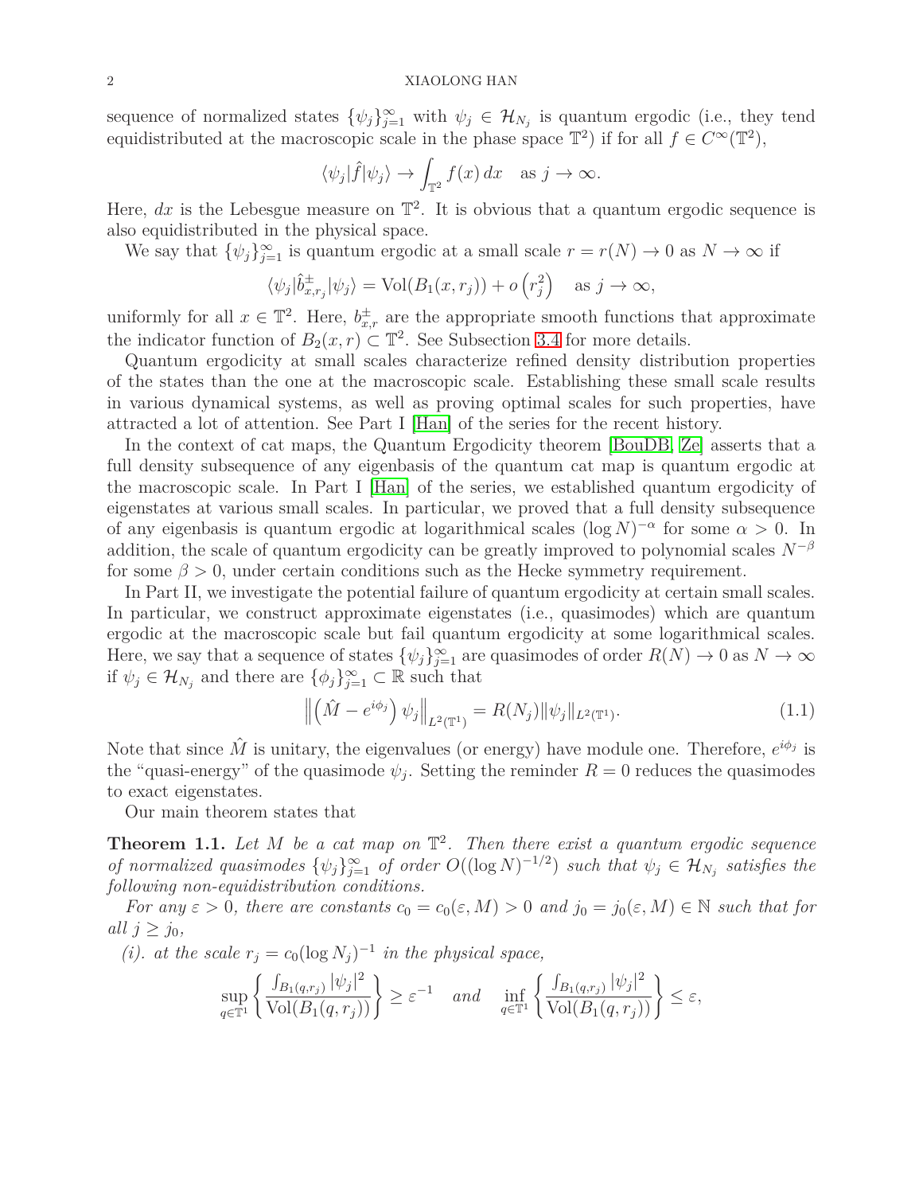sequence of normalized states $\{\psi_j\}_{j=1}^\infty$ with $\psi_j \in \mathcal{H}_{N_j}$ is quantum ergodic (i.e., they tend equidistributed at the macroscopic scale in the phase space $\mathbb{T}^2$) if for all $f \in C^\infty(\mathbb{T}^2)$,

$$\langle \psi_j | \hat{f} | \psi_j \rangle \to \int_{\mathbb{T}^2} f(x)\, dx \quad \text{as } j \to \infty.$$

Here, $dx$ is the Lebesgue measure on $\mathbb{T}^2$. It is obvious that a quantum ergodic sequence is also equidistributed in the physical space.

We say that $\{\psi_j\}_{j=1}^\infty$ is quantum ergodic at a small scale $r = r(N) \to 0$ as $N \to \infty$ if

$$\langle \psi_j | \hat{b}^{\pm}_{x,r_j} | \psi_j \rangle = \mathrm{Vol}(B_1(x, r_j)) + o\left(r_j^2\right) \quad \text{as } j \to \infty,$$

uniformly for all $x \in \mathbb{T}^2$. Here, $b^{\pm}_{x,r}$ are the appropriate smooth functions that approximate the indicator function of $B_2(x,r) \subset \mathbb{T}^2$. See Subsection 3.4 for more details.

Quantum ergodicity at small scales characterize refined density distribution properties of the states than the one at the macroscopic scale. Establishing these small scale results in various dynamical systems, as well as proving optimal scales for such properties, have attracted a lot of attention. See Part I [Han] of the series for the recent history.

In the context of cat maps, the Quantum Ergodicity theorem [BouDB, Ze] asserts that a full density subsequence of any eigenbasis of the quantum cat map is quantum ergodic at the macroscopic scale. In Part I [Han] of the series, we established quantum ergodicity of eigenstates at various small scales. In particular, we proved that a full density subsequence of any eigenbasis is quantum ergodic at logarithmical scales $(\log N)^{-\alpha}$ for some $\alpha > 0$. In addition, the scale of quantum ergodicity can be greatly improved to polynomial scales $N^{-\beta}$ for some $\beta > 0$, under certain conditions such as the Hecke symmetry requirement.

In Part II, we investigate the potential failure of quantum ergodicity at certain small scales. In particular, we construct approximate eigenstates (i.e., quasimodes) which are quantum ergodic at the macroscopic scale but fail quantum ergodicity at some logarithmical scales. Here, we say that a sequence of states $\{\psi_j\}_{j=1}^\infty$ are quasimodes of order $R(N) \to 0$ as $N \to \infty$ if $\psi_j \in \mathcal{H}_{N_j}$ and there are $\{\phi_j\}_{j=1}^\infty \subset \mathbb{R}$ such that

$$\left\| \left( \hat{M} - e^{i\phi_j} \right) \psi_j \right\|_{L^2(\mathbb{T}^1)} = R(N_j) \|\psi_j\|_{L^2(\mathbb{T}^1)}. \tag{1.1}$$

Note that since $\hat{M}$ is unitary, the eigenvalues (or energy) have module one. Therefore, $e^{i\phi_j}$ is the "quasi-energy" of the quasimode $\psi_j$. Setting the reminder $R = 0$ reduces the quasimodes to exact eigenstates.

Our main theorem states that

**Theorem 1.1.** *Let $M$ be a cat map on $\mathbb{T}^2$. Then there exist a quantum ergodic sequence of normalized quasimodes $\{\psi_j\}_{j=1}^\infty$ of order $O((\log N)^{-1/2})$ such that $\psi_j \in \mathcal{H}_{N_j}$ satisfies the following non-equidistribution conditions.*

*For any $\varepsilon > 0$, there are constants $c_0 = c_0(\varepsilon, M) > 0$ and $j_0 = j_0(\varepsilon, M) \in \mathbb{N}$ such that for all $j \ge j_0$,*

*(i). at the scale $r_j = c_0(\log N_j)^{-1}$ in the physical space,*

$$\sup_{q \in \mathbb{T}^1} \left\{ \frac{\int_{B_1(q,r_j)} |\psi_j|^2}{\mathrm{Vol}(B_1(q,r_j))} \right\} \ge \varepsilon^{-1} \quad \text{and} \quad \inf_{q \in \mathbb{T}^1} \left\{ \frac{\int_{B_1(q,r_j)} |\psi_j|^2}{\mathrm{Vol}(B_1(q,r_j))} \right\} \le \varepsilon,$$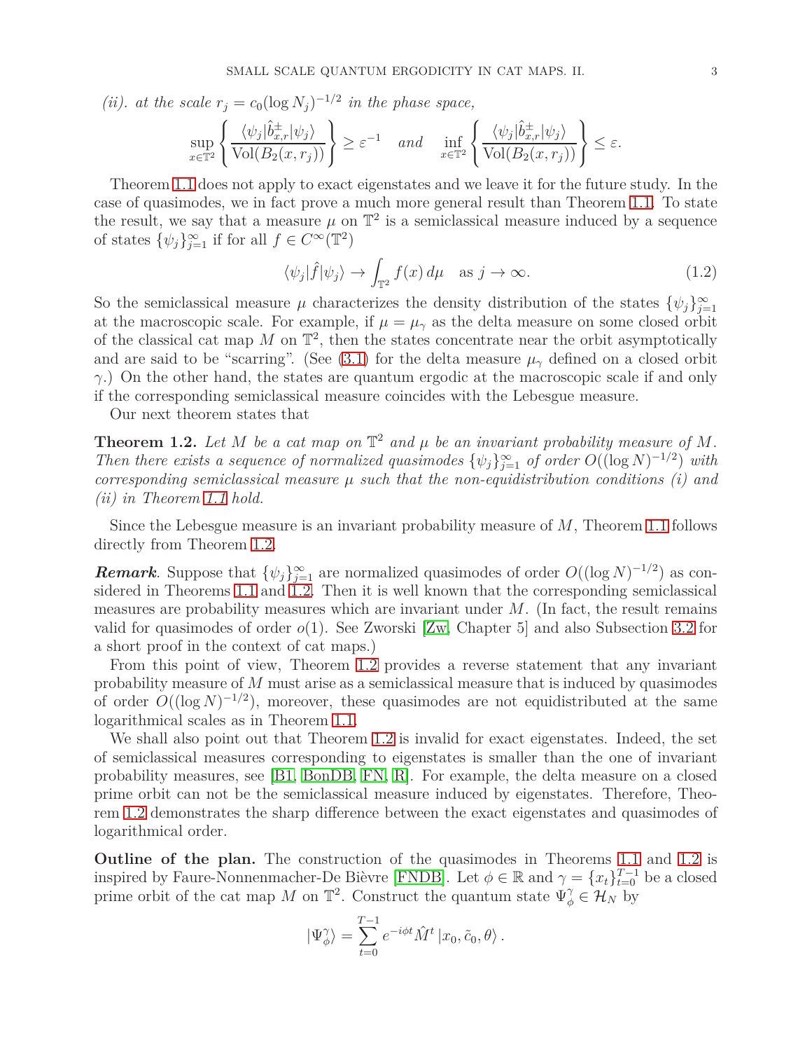*(ii). at the scale $r_j = c_0(\log N_j)^{-1/2}$ in the phase space,*

$$\sup_{x\in\mathbb{T}^2}\left\{\frac{\langle\psi_j|\hat{b}^{\pm}_{x,r}|\psi_j\rangle}{\mathrm{Vol}(B_2(x,r_j))}\right\} \geq \varepsilon^{-1} \quad \textit{and} \quad \inf_{x\in\mathbb{T}^2}\left\{\frac{\langle\psi_j|\hat{b}^{\pm}_{x,r}|\psi_j\rangle}{\mathrm{Vol}(B_2(x,r_j))}\right\} \leq \varepsilon.$$

Theorem 1.1 does not apply to exact eigenstates and we leave it for the future study. In the case of quasimodes, we in fact prove a much more general result than Theorem 1.1. To state the result, we say that a measure $\mu$ on $\mathbb{T}^2$ is a semiclassical measure induced by a sequence of states $\{\psi_j\}_{j=1}^\infty$ if for all $f \in C^\infty(\mathbb{T}^2)$

$$\langle\psi_j|\hat{f}|\psi_j\rangle \to \int_{\mathbb{T}^2} f(x)\, d\mu \quad \text{as } j\to\infty. \tag{1.2}$$

So the semiclassical measure $\mu$ characterizes the density distribution of the states $\{\psi_j\}_{j=1}^\infty$ at the macroscopic scale. For example, if $\mu = \mu_\gamma$ as the delta measure on some closed orbit of the classical cat map $M$ on $\mathbb{T}^2$, then the states concentrate near the orbit asymptotically and are said to be "scarring". (See (3.1) for the delta measure $\mu_\gamma$ defined on a closed orbit $\gamma$.) On the other hand, the states are quantum ergodic at the macroscopic scale if and only if the corresponding semiclassical measure coincides with the Lebesgue measure.

Our next theorem states that

**Theorem 1.2.** *Let $M$ be a cat map on $\mathbb{T}^2$ and $\mu$ be an invariant probability measure of $M$. Then there exists a sequence of normalized quasimodes $\{\psi_j\}_{j=1}^\infty$ of order $O((\log N)^{-1/2})$ with corresponding semiclassical measure $\mu$ such that the non-equidistribution conditions (i) and (ii) in Theorem 1.1 hold.*

Since the Lebesgue measure is an invariant probability measure of $M$, Theorem 1.1 follows directly from Theorem 1.2.

***Remark.*** Suppose that $\{\psi_j\}_{j=1}^\infty$ are normalized quasimodes of order $O((\log N)^{-1/2})$ as considered in Theorems 1.1 and 1.2. Then it is well known that the corresponding semiclassical measures are probability measures which are invariant under $M$. (In fact, the result remains valid for quasimodes of order $o(1)$. See Zworski [Zw, Chapter 5] and also Subsection 3.2 for a short proof in the context of cat maps.)

From this point of view, Theorem 1.2 provides a reverse statement that any invariant probability measure of $M$ must arise as a semiclassical measure that is induced by quasimodes of order $O((\log N)^{-1/2})$, moreover, these quasimodes are not equidistributed at the same logarithmical scales as in Theorem 1.1.

We shall also point out that Theorem 1.2 is invalid for exact eigenstates. Indeed, the set of semiclassical measures corresponding to eigenstates is smaller than the one of invariant probability measures, see [B1, BonDB, FN, R]. For example, the delta measure on a closed prime orbit can not be the semiclassical measure induced by eigenstates. Therefore, Theorem 1.2 demonstrates the sharp difference between the exact eigenstates and quasimodes of logarithmical order.

**Outline of the plan.** The construction of the quasimodes in Theorems 1.1 and 1.2 is inspired by Faure-Nonnenmacher-De Bièvre [FNDB]. Let $\phi \in \mathbb{R}$ and $\gamma = \{x_t\}_{t=0}^{T-1}$ be a closed prime orbit of the cat map $M$ on $\mathbb{T}^2$. Construct the quantum state $\Psi_\phi^\gamma \in \mathcal{H}_N$ by

$$|\Psi_\phi^\gamma\rangle = \sum_{t=0}^{T-1} e^{-i\phi t}\hat{M}^t\,|x_0, \tilde{c}_0, \theta\rangle\,.$$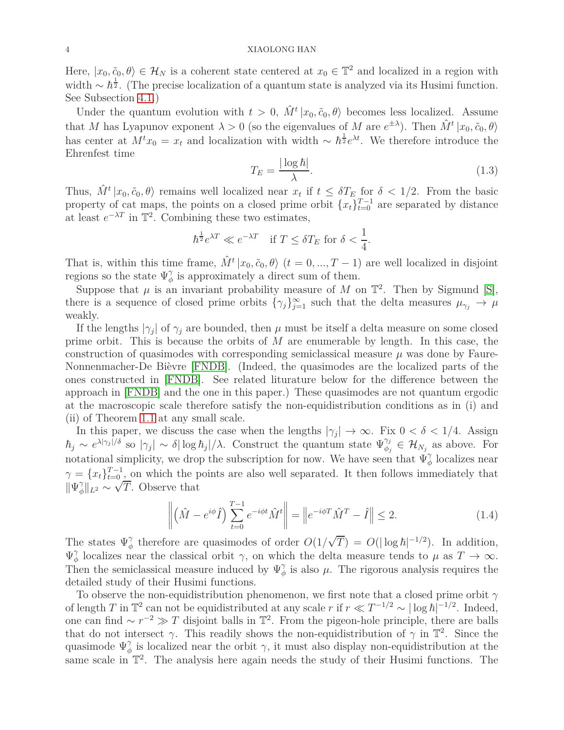Here, $|x_0, \tilde{c}_0, \theta\rangle \in \mathcal{H}_N$ is a coherent state centered at $x_0 \in \mathbb{T}^2$ and localized in a region with width $\sim \hbar^{\frac{1}{2}}$. (The precise localization of a quantum state is analyzed via its Husimi function. See Subsection 4.1.)

Under the quantum evolution with $t > 0$, $\hat{M}^t |x_0, \tilde{c}_0, \theta\rangle$ becomes less localized. Assume that $M$ has Lyapunov exponent $\lambda > 0$ (so the eigenvalues of $M$ are $e^{\pm\lambda}$). Then $\hat{M}^t |x_0, \tilde{c}_0, \theta\rangle$ has center at $M^t x_0 = x_t$ and localization with width $\sim \hbar^{\frac{1}{2}} e^{\lambda t}$. We therefore introduce the Ehrenfest time

$$T_E = \frac{|\log \hbar|}{\lambda}. \tag{1.3}$$

Thus, $\hat{M}^t |x_0, \tilde{c}_0, \theta\rangle$ remains well localized near $x_t$ if $t \le \delta T_E$ for $\delta < 1/2$. From the basic property of cat maps, the points on a closed prime orbit $\{x_t\}_{t=0}^{T-1}$ are separated by distance at least $e^{-\lambda T}$ in $\mathbb{T}^2$. Combining these two estimates,

$$\hbar^{\frac{1}{2}} e^{\lambda T} \ll e^{-\lambda T} \quad \text{if } T \le \delta T_E \text{ for } \delta < \frac{1}{4}.$$

That is, within this time frame, $\hat{M}^t |x_0, \tilde{c}_0, \theta\rangle$ $(t = 0, ..., T-1)$ are well localized in disjoint regions so the state $\Psi_\phi^\gamma$ is approximately a direct sum of them.

Suppose that $\mu$ is an invariant probability measure of $M$ on $\mathbb{T}^2$. Then by Sigmund [S], there is a sequence of closed prime orbits $\{\gamma_j\}_{j=1}^\infty$ such that the delta measures $\mu_{\gamma_j} \to \mu$ weakly.

If the lengths $|\gamma_j|$ of $\gamma_j$ are bounded, then $\mu$ must be itself a delta measure on some closed prime orbit. This is because the orbits of $M$ are enumerable by length. In this case, the construction of quasimodes with corresponding semiclassical measure $\mu$ was done by Faure-Nonnenmacher-De Bièvre [FNDB]. (Indeed, the quasimodes are the localized parts of the ones constructed in [FNDB]. See related liturature below for the difference between the approach in [FNDB] and the one in this paper.) These quasimodes are not quantum ergodic at the macroscopic scale therefore satisfy the non-equidistribution conditions as in (i) and (ii) of Theorem 1.1 at any small scale.

In this paper, we discuss the case when the lengths $|\gamma_j| \to \infty$. Fix $0 < \delta < 1/4$. Assign $\hbar_j \sim e^{\lambda|\gamma_j|/\delta}$ so $|\gamma_j| \sim \delta |\log \hbar_j|/\lambda$. Construct the quantum state $\Psi_{\phi_j}^{\gamma_j} \in \mathcal{H}_{N_j}$ as above. For notational simplicity, we drop the subscription for now. We have seen that $\Psi_\phi^\gamma$ localizes near $\gamma = \{x_t\}_{t=0}^{T-1}$, on which the points are also well separated. It then follows immediately that $\|\Psi_\phi^\gamma\|_{L^2} \sim \sqrt{T}$. Observe that

$$\left\| \left(\hat{M} - e^{i\phi}\hat{I}\right) \sum_{t=0}^{T-1} e^{-i\phi t} \hat{M}^t \right\| = \left\| e^{-i\phi T} \hat{M}^T - \hat{I} \right\| \le 2. \tag{1.4}$$

The states $\Psi_\phi^\gamma$ therefore are quasimodes of order $O(1/\sqrt{T}) = O(|\log \hbar|^{-1/2})$. In addition, $\Psi_\phi^\gamma$ localizes near the classical orbit $\gamma$, on which the delta measure tends to $\mu$ as $T \to \infty$. Then the semiclassical measure induced by $\Psi_\phi^\gamma$ is also $\mu$. The rigorous analysis requires the detailed study of their Husimi functions.

To observe the non-equidistribution phenomenon, we first note that a closed prime orbit $\gamma$ of length $T$ in $\mathbb{T}^2$ can not be equidistributed at any scale $r$ if $r \ll T^{-1/2} \sim |\log \hbar|^{-1/2}$. Indeed, one can find $\sim r^{-2} \gg T$ disjoint balls in $\mathbb{T}^2$. From the pigeon-hole principle, there are balls that do not intersect $\gamma$. This readily shows the non-equidistribution of $\gamma$ in $\mathbb{T}^2$. Since the quasimode $\Psi_\phi^\gamma$ is localized near the orbit $\gamma$, it must also display non-equidistribution at the same scale in $\mathbb{T}^2$. The analysis here again needs the study of their Husimi functions. The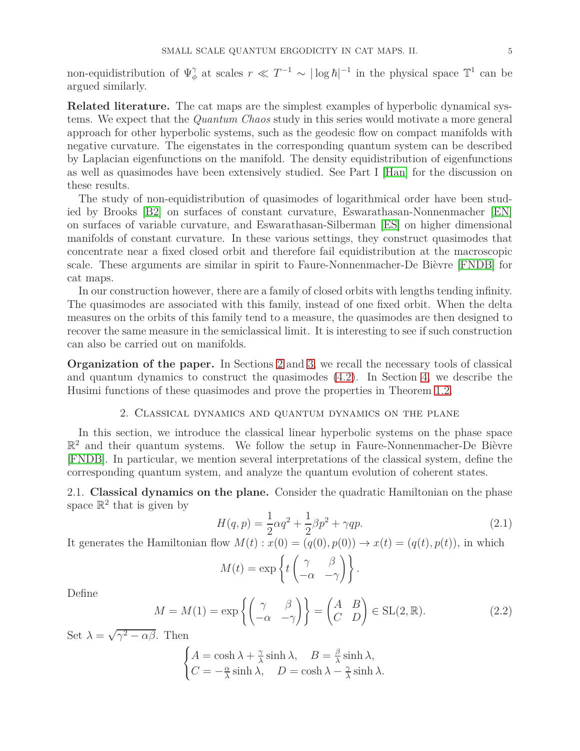non-equidistribution of $\Psi^\gamma_\phi$ at scales $r \ll T^{-1} \sim |\log \hbar|^{-1}$ in the physical space $\mathbb{T}^1$ can be argued similarly.

**Related literature.** The cat maps are the simplest examples of hyperbolic dynamical systems. We expect that the *Quantum Chaos* study in this series would motivate a more general approach for other hyperbolic systems, such as the geodesic flow on compact manifolds with negative curvature. The eigenstates in the corresponding quantum system can be described by Laplacian eigenfunctions on the manifold. The density equidistribution of eigenfunctions as well as quasimodes have been extensively studied. See Part I [Han] for the discussion on these results.

The study of non-equidistribution of quasimodes of logarithmical order have been studied by Brooks [B2] on surfaces of constant curvature, Eswarathasan-Nonnenmacher [EN] on surfaces of variable curvature, and Eswarathasan-Silberman [ES] on higher dimensional manifolds of constant curvature. In these various settings, they construct quasimodes that concentrate near a fixed closed orbit and therefore fail equidistribution at the macroscopic scale. These arguments are similar in spirit to Faure-Nonnenmacher-De Bièvre [FNDB] for cat maps.

In our construction however, there are a family of closed orbits with lengths tending infinity. The quasimodes are associated with this family, instead of one fixed orbit. When the delta measures on the orbits of this family tend to a measure, the quasimodes are then designed to recover the same measure in the semiclassical limit. It is interesting to see if such construction can also be carried out on manifolds.

**Organization of the paper.** In Sections 2 and 3, we recall the necessary tools of classical and quantum dynamics to construct the quasimodes (4.2). In Section 4, we describe the Husimi functions of these quasimodes and prove the properties in Theorem 1.2.

## 2. Classical dynamics and quantum dynamics on the plane

In this section, we introduce the classical linear hyperbolic systems on the phase space $\mathbb{R}^2$ and their quantum systems. We follow the setup in Faure-Nonnenmacher-De Bièvre [FNDB]. In particular, we mention several interpretations of the classical system, define the corresponding quantum system, and analyze the quantum evolution of coherent states.

### 2.1. Classical dynamics on the plane.

Consider the quadratic Hamiltonian on the phase space $\mathbb{R}^2$ that is given by

$$H(q,p) = \frac{1}{2}\alpha q^2 + \frac{1}{2}\beta p^2 + \gamma qp. \tag{2.1}$$

It generates the Hamiltonian flow $M(t) : x(0) = (q(0), p(0)) \to x(t) = (q(t), p(t))$, in which

$$M(t) = \exp\left\{ t \begin{pmatrix} \gamma & \beta \\ -\alpha & -\gamma \end{pmatrix} \right\}.$$

Define

$$M = M(1) = \exp\left\{ \begin{pmatrix} \gamma & \beta \\ -\alpha & -\gamma \end{pmatrix} \right\} = \begin{pmatrix} A & B \\ C & D \end{pmatrix} \in \mathrm{SL}(2,\mathbb{R}). \tag{2.2}$$

Set $\lambda = \sqrt{\gamma^2 - \alpha\beta}$. Then

$$\begin{cases} A = \cosh\lambda + \frac{\gamma}{\lambda}\sinh\lambda, \quad B = \frac{\beta}{\lambda}\sinh\lambda, \\ C = -\frac{\alpha}{\lambda}\sinh\lambda, \quad D = \cosh\lambda - \frac{\gamma}{\lambda}\sinh\lambda. \end{cases}$$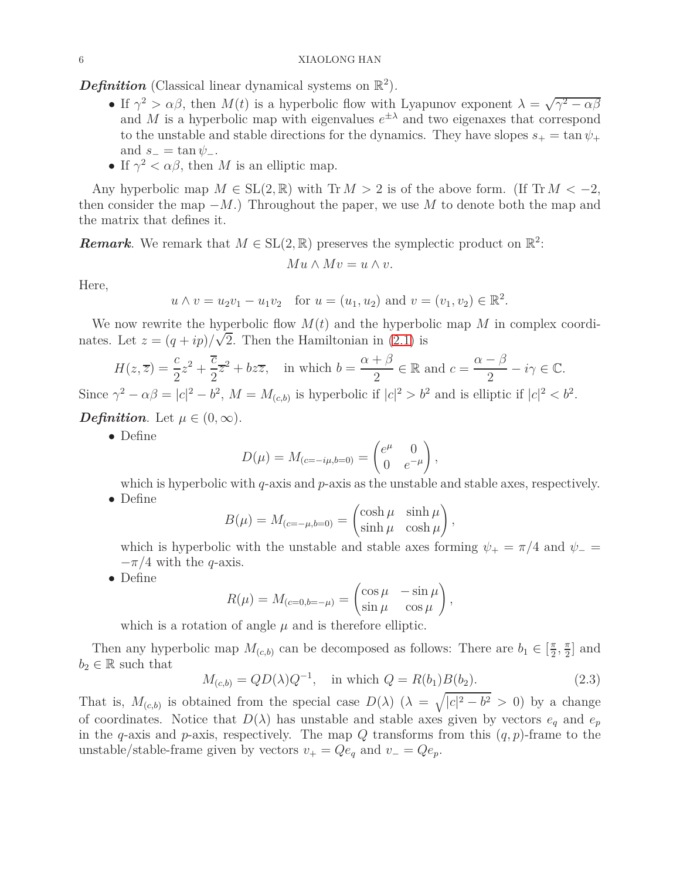***Definition*** (Classical linear dynamical systems on $\mathbb{R}^2$).

- If $\gamma^2 > \alpha\beta$, then $M(t)$ is a hyperbolic flow with Lyapunov exponent $\lambda = \sqrt{\gamma^2 - \alpha\beta}$ and $M$ is a hyperbolic map with eigenvalues $e^{\pm\lambda}$ and two eigenaxes that correspond to the unstable and stable directions for the dynamics. They have slopes $s_+ = \tan\psi_+$ and $s_- = \tan\psi_-$.
- If $\gamma^2 < \alpha\beta$, then $M$ is an elliptic map.

Any hyperbolic map $M \in \mathrm{SL}(2,\mathbb{R})$ with $\operatorname{Tr} M > 2$ is of the above form. (If $\operatorname{Tr} M < -2$, then consider the map $-M$.) Throughout the paper, we use $M$ to denote both the map and the matrix that defines it.

***Remark***. We remark that $M \in \mathrm{SL}(2,\mathbb{R})$ preserves the symplectic product on $\mathbb{R}^2$:

$$Mu \wedge Mv = u \wedge v.$$

Here,

$$u \wedge v = u_2 v_1 - u_1 v_2 \quad \text{for } u = (u_1, u_2) \text{ and } v = (v_1, v_2) \in \mathbb{R}^2.$$

We now rewrite the hyperbolic flow $M(t)$ and the hyperbolic map $M$ in complex coordinates. Let $z = (q + ip)/\sqrt{2}$. Then the Hamiltonian in (2.1) is

$$H(z, \overline{z}) = \frac{c}{2} z^2 + \frac{\overline{c}}{2} \overline{z}^2 + bz\overline{z}, \quad \text{in which } b = \frac{\alpha + \beta}{2} \in \mathbb{R} \text{ and } c = \frac{\alpha - \beta}{2} - i\gamma \in \mathbb{C}.$$

Since $\gamma^2 - \alpha\beta = |c|^2 - b^2$, $M = M_{(c,b)}$ is hyperbolic if $|c|^2 > b^2$ and is elliptic if $|c|^2 < b^2$.

***Definition***. Let $\mu \in (0, \infty)$.

- Define
$$D(\mu) = M_{(c=-i\mu, b=0)} = \begin{pmatrix} e^{\mu} & 0 \\ 0 & e^{-\mu} \end{pmatrix},$$
which is hyperbolic with $q$-axis and $p$-axis as the unstable and stable axes, respectively.
- Define
$$B(\mu) = M_{(c=-\mu, b=0)} = \begin{pmatrix} \cosh\mu & \sinh\mu \\ \sinh\mu & \cosh\mu \end{pmatrix},$$
which is hyperbolic with the unstable and stable axes forming $\psi_+ = \pi/4$ and $\psi_- = -\pi/4$ with the $q$-axis.
- Define
$$R(\mu) = M_{(c=0, b=-\mu)} = \begin{pmatrix} \cos\mu & -\sin\mu \\ \sin\mu & \cos\mu \end{pmatrix},$$
which is a rotation of angle $\mu$ and is therefore elliptic.

Then any hyperbolic map $M_{(c,b)}$ can be decomposed as follows: There are $b_1 \in [\frac{\pi}{2}, \frac{\pi}{2}]$ and $b_2 \in \mathbb{R}$ such that

$$M_{(c,b)} = QD(\lambda)Q^{-1}, \quad \text{in which } Q = R(b_1)B(b_2). \tag{2.3}$$

That is, $M_{(c,b)}$ is obtained from the special case $D(\lambda)$ ($\lambda = \sqrt{|c|^2 - b^2} > 0$) by a change of coordinates. Notice that $D(\lambda)$ has unstable and stable axes given by vectors $e_q$ and $e_p$ in the $q$-axis and $p$-axis, respectively. The map $Q$ transforms from this $(q,p)$-frame to the unstable/stable-frame given by vectors $v_+ = Qe_q$ and $v_- = Qe_p$.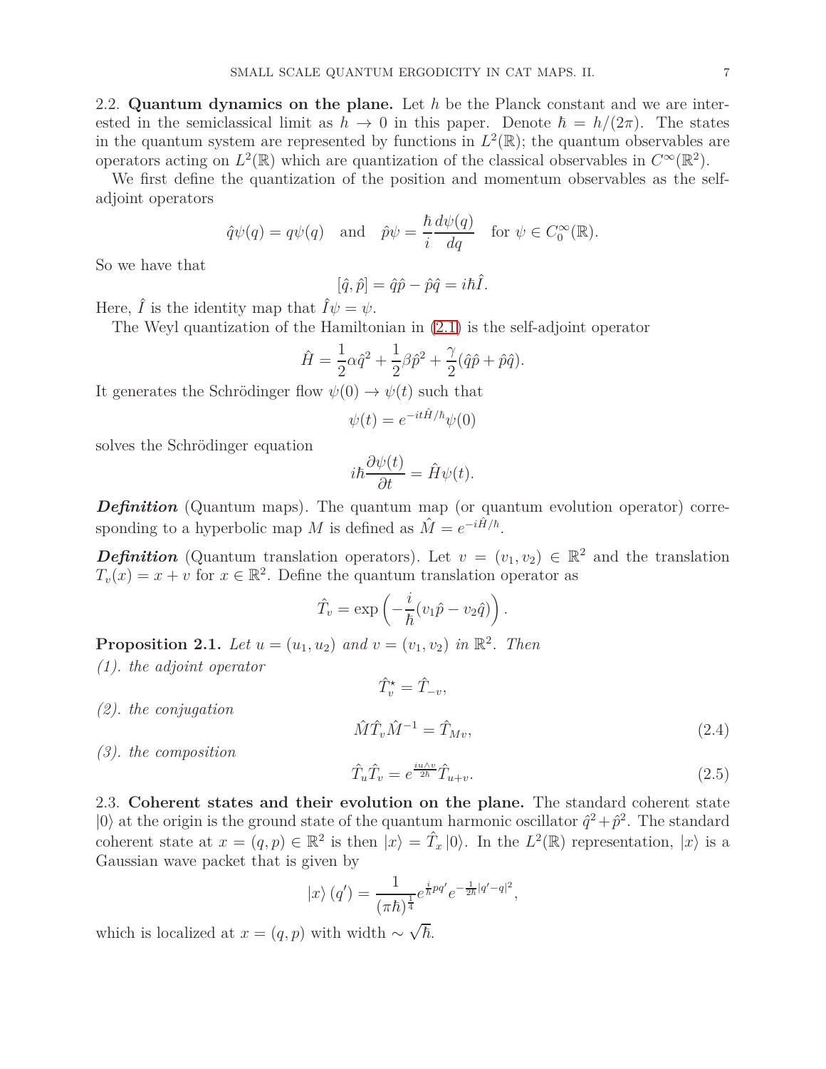## 2.2. Quantum dynamics on the plane.

Let $h$ be the Planck constant and we are interested in the semiclassical limit as $h \to 0$ in this paper. Denote $\hbar = h/(2\pi)$. The states in the quantum system are represented by functions in $L^2(\mathbb{R})$; the quantum observables are operators acting on $L^2(\mathbb{R})$ which are quantization of the classical observables in $C^\infty(\mathbb{R}^2)$.

We first define the quantization of the position and momentum observables as the self-adjoint operators

$$\hat{q}\psi(q) = q\psi(q) \quad \text{and} \quad \hat{p}\psi = \frac{\hbar}{i}\frac{d\psi(q)}{dq} \quad \text{for } \psi \in C_0^\infty(\mathbb{R}).$$

So we have that

$$[\hat{q}, \hat{p}] = \hat{q}\hat{p} - \hat{p}\hat{q} = i\hbar\hat{I}.$$

Here, $\hat{I}$ is the identity map that $\hat{I}\psi = \psi$.

The Weyl quantization of the Hamiltonian in (2.1) is the self-adjoint operator

$$\hat{H} = \frac{1}{2}\alpha\hat{q}^2 + \frac{1}{2}\beta\hat{p}^2 + \frac{\gamma}{2}(\hat{q}\hat{p} + \hat{p}\hat{q}).$$

It generates the Schrödinger flow $\psi(0) \to \psi(t)$ such that

$$\psi(t) = e^{-it\hat{H}/\hbar}\psi(0)$$

solves the Schrödinger equation

$$i\hbar\frac{\partial\psi(t)}{\partial t} = \hat{H}\psi(t).$$

***Definition*** (Quantum maps). The quantum map (or quantum evolution operator) corresponding to a hyperbolic map $M$ is defined as $\hat{M} = e^{-i\hat{H}/\hbar}$.

***Definition*** (Quantum translation operators). Let $v = (v_1, v_2) \in \mathbb{R}^2$ and the translation $T_v(x) = x + v$ for $x \in \mathbb{R}^2$. Define the quantum translation operator as

$$\hat{T}_v = \exp\left(-\frac{i}{\hbar}(v_1\hat{p} - v_2\hat{q})\right).$$

**Proposition 2.1.** *Let $u = (u_1, u_2)$ and $v = (v_1, v_2)$ in $\mathbb{R}^2$. Then*

*(1). the adjoint operator*

$$\hat{T}_v^\star = \hat{T}_{-v},$$

*(2). the conjugation*

$$\hat{M}\hat{T}_v\hat{M}^{-1} = \hat{T}_{Mv}, \tag{2.4}$$

*(3). the composition*

$$\hat{T}_u\hat{T}_v = e^{\frac{iu\wedge v}{2\hbar}}\hat{T}_{u+v}. \tag{2.5}$$

## 2.3. Coherent states and their evolution on the plane.

The standard coherent state $|0\rangle$ at the origin is the ground state of the quantum harmonic oscillator $\hat{q}^2 + \hat{p}^2$. The standard coherent state at $x = (q, p) \in \mathbb{R}^2$ is then $|x\rangle = \hat{T}_x|0\rangle$. In the $L^2(\mathbb{R})$ representation, $|x\rangle$ is a Gaussian wave packet that is given by

$$|x\rangle(q') = \frac{1}{(\pi\hbar)^{\frac{1}{4}}}e^{\frac{i}{\hbar}pq'}e^{-\frac{1}{2\hbar}|q'-q|^2},$$

which is localized at $x = (q, p)$ with width $\sim \sqrt{\hbar}$.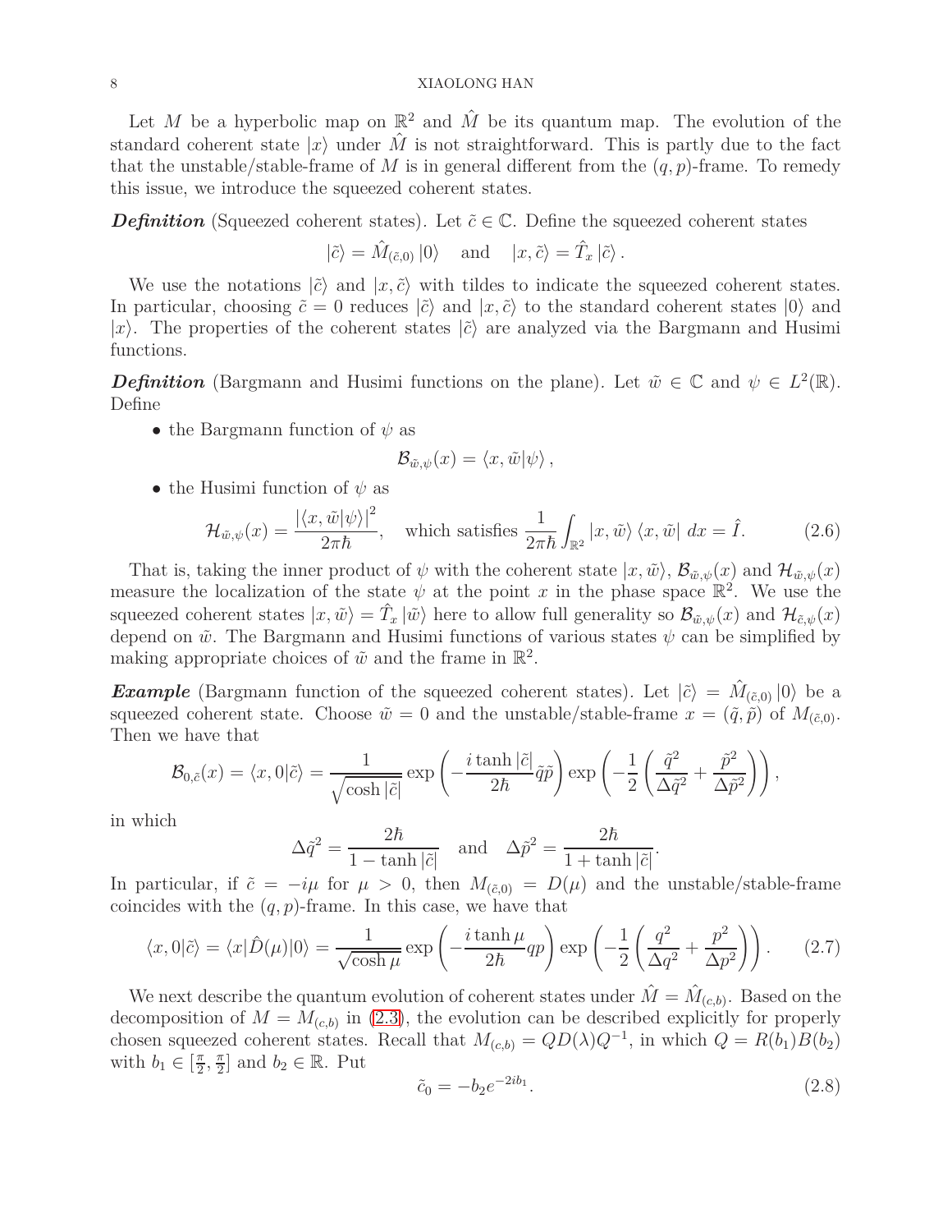Let $M$ be a hyperbolic map on $\mathbb{R}^2$ and $\hat{M}$ be its quantum map. The evolution of the standard coherent state $|x\rangle$ under $\hat{M}$ is not straightforward. This is partly due to the fact that the unstable/stable-frame of $M$ is in general different from the $(q,p)$-frame. To remedy this issue, we introduce the squeezed coherent states.

***Definition*** (Squeezed coherent states). Let $\tilde{c} \in \mathbb{C}$. Define the squeezed coherent states

$$|\tilde{c}\rangle = \hat{M}_{(\tilde{c},0)}\,|0\rangle \quad \text{and} \quad |x,\tilde{c}\rangle = \hat{T}_x\,|\tilde{c}\rangle\,.$$

We use the notations $|\tilde{c}\rangle$ and $|x,\tilde{c}\rangle$ with tildes to indicate the squeezed coherent states. In particular, choosing $\tilde{c} = 0$ reduces $|\tilde{c}\rangle$ and $|x,\tilde{c}\rangle$ to the standard coherent states $|0\rangle$ and $|x\rangle$. The properties of the coherent states $|\tilde{c}\rangle$ are analyzed via the Bargmann and Husimi functions.

***Definition*** (Bargmann and Husimi functions on the plane). Let $\tilde{w} \in \mathbb{C}$ and $\psi \in L^2(\mathbb{R})$. Define

- the Bargmann function of $\psi$ as
$$\mathcal{B}_{\tilde{w},\psi}(x) = \langle x,\tilde{w}|\psi\rangle\,,$$
- the Husimi function of $\psi$ as
$$\mathcal{H}_{\tilde{w},\psi}(x) = \frac{|\langle x,\tilde{w}|\psi\rangle|^2}{2\pi\hbar}, \quad \text{which satisfies } \frac{1}{2\pi\hbar}\int_{\mathbb{R}^2} |x,\tilde{w}\rangle\,\langle x,\tilde{w}|\;dx = \hat{I}. \tag{2.6}$$

That is, taking the inner product of $\psi$ with the coherent state $|x,\tilde{w}\rangle$, $\mathcal{B}_{\tilde{w},\psi}(x)$ and $\mathcal{H}_{\tilde{w},\psi}(x)$ measure the localization of the state $\psi$ at the point $x$ in the phase space $\mathbb{R}^2$. We use the squeezed coherent states $|x,\tilde{w}\rangle = \hat{T}_x\,|\tilde{w}\rangle$ here to allow full generality so $\mathcal{B}_{\tilde{w},\psi}(x)$ and $\mathcal{H}_{\tilde{c},\psi}(x)$ depend on $\tilde{w}$. The Bargmann and Husimi functions of various states $\psi$ can be simplified by making appropriate choices of $\tilde{w}$ and the frame in $\mathbb{R}^2$.

***Example*** (Bargmann function of the squeezed coherent states). Let $|\tilde{c}\rangle = \hat{M}_{(\tilde{c},0)}\,|0\rangle$ be a squeezed coherent state. Choose $\tilde{w} = 0$ and the unstable/stable-frame $x = (\tilde{q},\tilde{p})$ of $M_{(\tilde{c},0)}$. Then we have that

$$\mathcal{B}_{0,\tilde{c}}(x) = \langle x,0|\tilde{c}\rangle = \frac{1}{\sqrt{\cosh|\tilde{c}|}}\exp\left(-\frac{i\tanh|\tilde{c}|}{2\hbar}\tilde{q}\tilde{p}\right)\exp\left(-\frac{1}{2}\left(\frac{\tilde{q}^2}{\Delta\tilde{q}^2}+\frac{\tilde{p}^2}{\Delta\tilde{p}^2}\right)\right),$$

in which

$$\Delta\tilde{q}^2 = \frac{2\hbar}{1-\tanh|\tilde{c}|} \quad \text{and} \quad \Delta\tilde{p}^2 = \frac{2\hbar}{1+\tanh|\tilde{c}|}.$$

In particular, if $\tilde{c} = -i\mu$ for $\mu > 0$, then $M_{(\tilde{c},0)} = D(\mu)$ and the unstable/stable-frame coincides with the $(q,p)$-frame. In this case, we have that

$$\langle x,0|\tilde{c}\rangle = \langle x|\hat{D}(\mu)|0\rangle = \frac{1}{\sqrt{\cosh\mu}}\exp\left(-\frac{i\tanh\mu}{2\hbar}qp\right)\exp\left(-\frac{1}{2}\left(\frac{q^2}{\Delta q^2}+\frac{p^2}{\Delta p^2}\right)\right). \tag{2.7}$$

We next describe the quantum evolution of coherent states under $\hat{M} = \hat{M}_{(c,b)}$. Based on the decomposition of $M = M_{(c,b)}$ in (2.3), the evolution can be described explicitly for properly chosen squeezed coherent states. Recall that $M_{(c,b)} = QD(\lambda)Q^{-1}$, in which $Q = R(b_1)B(b_2)$ with $b_1 \in [\frac{\pi}{2},\frac{\pi}{2}]$ and $b_2 \in \mathbb{R}$. Put

$$\tilde{c}_0 = -b_2 e^{-2ib_1}. \tag{2.8}$$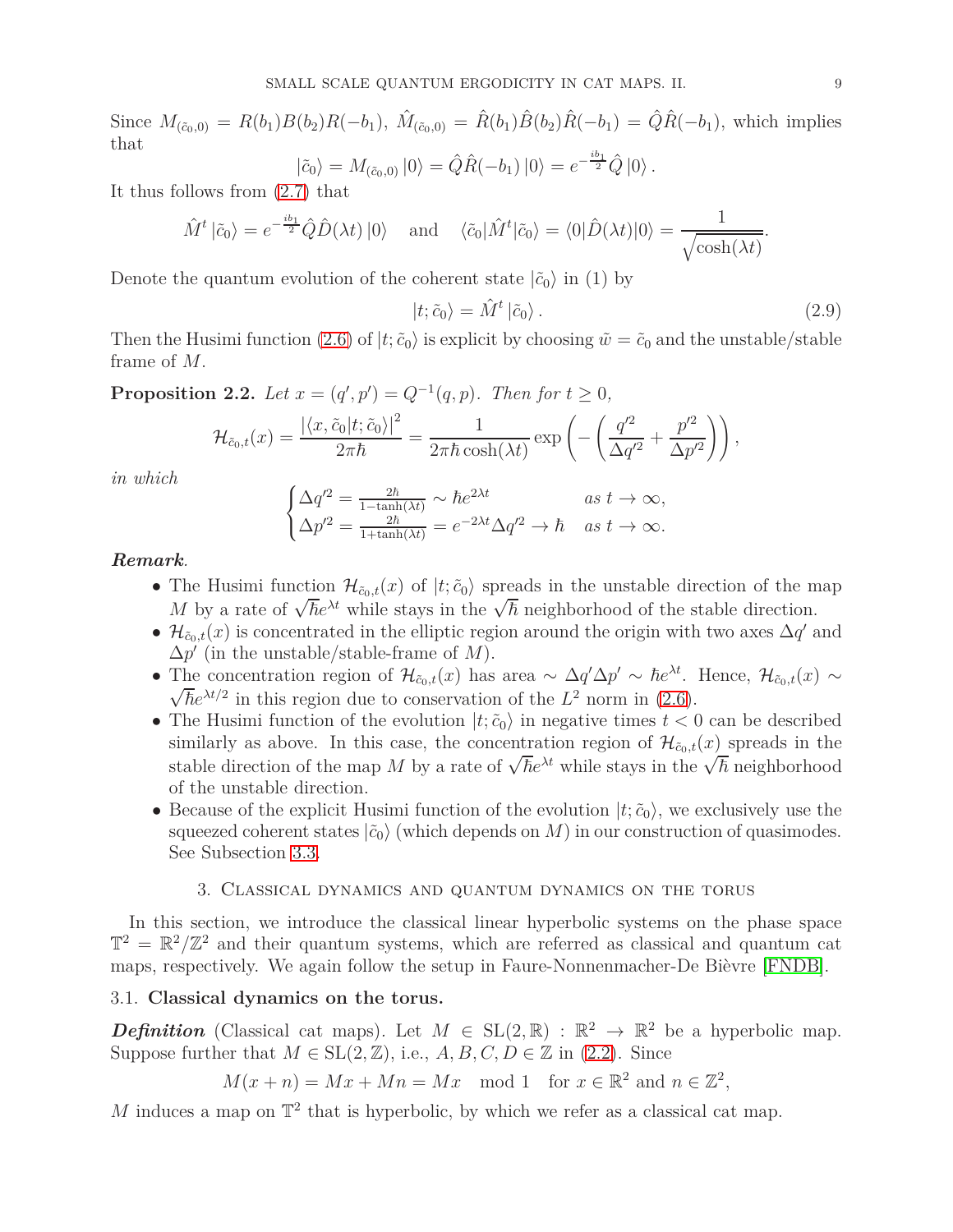Since $M_{(\tilde{c}_0,0)} = R(b_1)B(b_2)R(-b_1)$, $\hat{M}_{(\tilde{c}_0,0)} = \hat{R}(b_1)\hat{B}(b_2)\hat{R}(-b_1) = \hat{Q}\hat{R}(-b_1)$, which implies that

$$|\tilde{c}_0\rangle = M_{(\tilde{c}_0,0)}\,|0\rangle = \hat{Q}\hat{R}(-b_1)\,|0\rangle = e^{-\frac{ib_1}{2}}\hat{Q}\,|0\rangle\,.$$

It thus follows from (2.7) that

$$\hat{M}^t\,|\tilde{c}_0\rangle = e^{-\frac{ib_1}{2}}\hat{Q}\hat{D}(\lambda t)\,|0\rangle \quad \text{and} \quad \langle \tilde{c}_0|\hat{M}^t|\tilde{c}_0\rangle = \langle 0|\hat{D}(\lambda t)|0\rangle = \frac{1}{\sqrt{\cosh(\lambda t)}}.$$

Denote the quantum evolution of the coherent state $|\tilde{c}_0\rangle$ in (1) by

$$|t;\tilde{c}_0\rangle = \hat{M}^t\,|\tilde{c}_0\rangle\,. \tag{2.9}$$

Then the Husimi function (2.6) of $|t;\tilde{c}_0\rangle$ is explicit by choosing $\tilde{w} = \tilde{c}_0$ and the unstable/stable frame of $M$.

**Proposition 2.2.** *Let $x = (q', p') = Q^{-1}(q,p)$. Then for $t \geq 0$,*

$$\mathcal{H}_{\tilde{c}_0,t}(x) = \frac{|\langle x, \tilde{c}_0|t;\tilde{c}_0\rangle|^2}{2\pi\hbar} = \frac{1}{2\pi\hbar\cosh(\lambda t)}\exp\left(-\left(\frac{q'^2}{\Delta q'^2} + \frac{p'^2}{\Delta p'^2}\right)\right),$$

*in which*

$$\begin{cases} \Delta q'^2 = \frac{2\hbar}{1-\tanh(\lambda t)} \sim \hbar e^{2\lambda t} & \text{as } t \to \infty, \\ \Delta p'^2 = \frac{2\hbar}{1+\tanh(\lambda t)} = e^{-2\lambda t}\Delta q'^2 \to \hbar & \text{as } t \to \infty. \end{cases}$$

***Remark.***

- The Husimi function $\mathcal{H}_{\tilde{c}_0,t}(x)$ of $|t;\tilde{c}_0\rangle$ spreads in the unstable direction of the map $M$ by a rate of $\sqrt{\hbar}e^{\lambda t}$ while stays in the $\sqrt{\hbar}$ neighborhood of the stable direction.
- $\mathcal{H}_{\tilde{c}_0,t}(x)$ is concentrated in the elliptic region around the origin with two axes $\Delta q'$ and $\Delta p'$ (in the unstable/stable-frame of $M$).
- The concentration region of $\mathcal{H}_{\tilde{c}_0,t}(x)$ has area $\sim \Delta q'\Delta p' \sim \hbar e^{\lambda t}$. Hence, $\mathcal{H}_{\tilde{c}_0,t}(x) \sim \sqrt{\hbar}e^{\lambda t/2}$ in this region due to conservation of the $L^2$ norm in (2.6).
- The Husimi function of the evolution $|t;\tilde{c}_0\rangle$ in negative times $t < 0$ can be described similarly as above. In this case, the concentration region of $\mathcal{H}_{\tilde{c}_0,t}(x)$ spreads in the stable direction of the map $M$ by a rate of $\sqrt{\hbar}e^{\lambda t}$ while stays in the $\sqrt{\hbar}$ neighborhood of the unstable direction.
- Because of the explicit Husimi function of the evolution $|t;\tilde{c}_0\rangle$, we exclusively use the squeezed coherent states $|\tilde{c}_0\rangle$ (which depends on $M$) in our construction of quasimodes. See Subsection 3.3.

## 3. Classical dynamics and quantum dynamics on the torus

In this section, we introduce the classical linear hyperbolic systems on the phase space $\mathbb{T}^2 = \mathbb{R}^2/\mathbb{Z}^2$ and their quantum systems, which are referred as classical and quantum cat maps, respectively. We again follow the setup in Faure-Nonnenmacher-De Bièvre [FNDB].

### 3.1. Classical dynamics on the torus.

***Definition*** (Classical cat maps). Let $M \in \mathrm{SL}(2,\mathbb{R}) : \mathbb{R}^2 \to \mathbb{R}^2$ be a hyperbolic map. Suppose further that $M \in \mathrm{SL}(2,\mathbb{Z})$, i.e., $A, B, C, D \in \mathbb{Z}$ in (2.2). Since

$$M(x+n) = Mx + Mn = Mx \mod 1 \quad \text{for } x \in \mathbb{R}^2 \text{ and } n \in \mathbb{Z}^2,$$

$M$ induces a map on $\mathbb{T}^2$ that is hyperbolic, by which we refer as a classical cat map.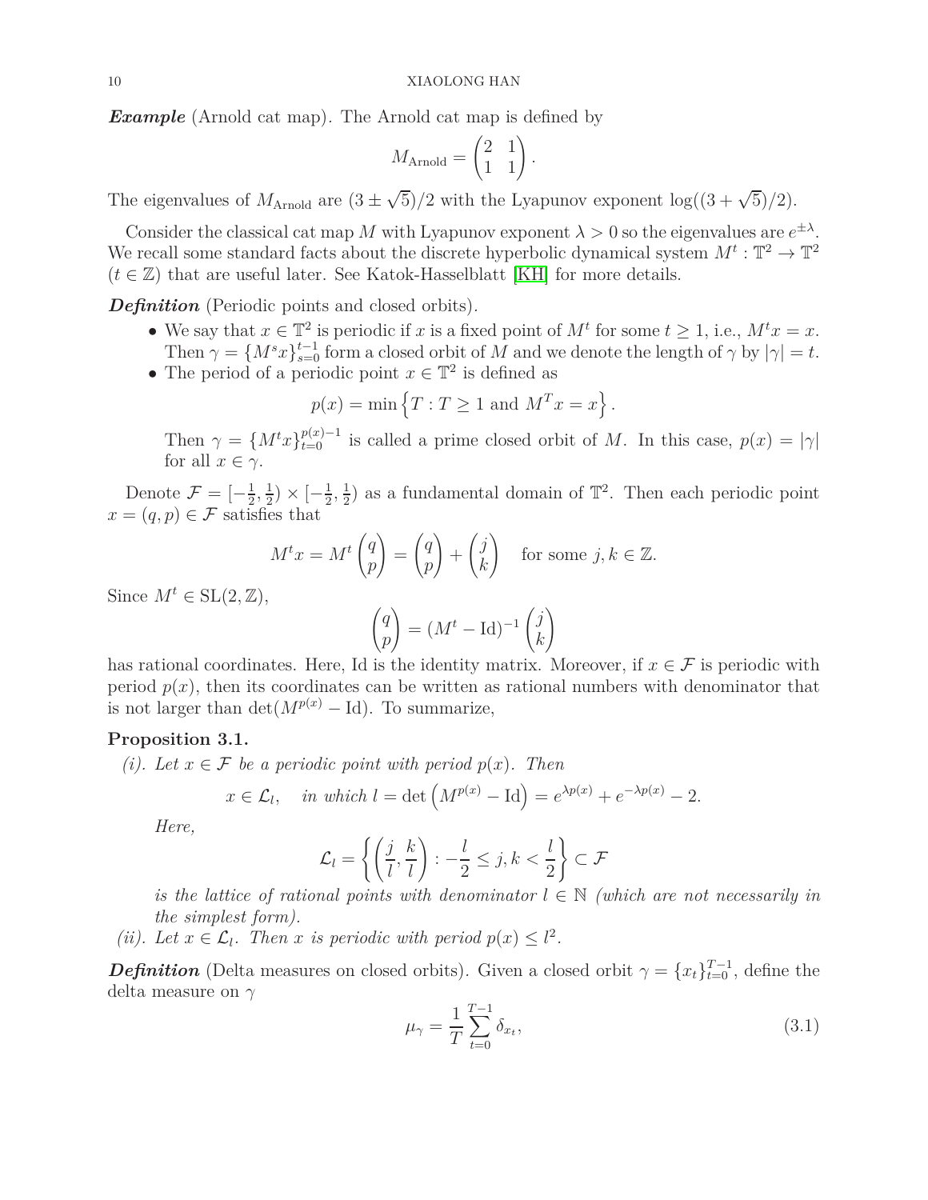***Example*** (Arnold cat map). The Arnold cat map is defined by

$$M_{\text{Arnold}} = \begin{pmatrix} 2 & 1 \\ 1 & 1 \end{pmatrix}.$$

The eigenvalues of $M_{\text{Arnold}}$ are $(3 \pm \sqrt{5})/2$ with the Lyapunov exponent $\log((3+\sqrt{5})/2)$.

Consider the classical cat map $M$ with Lyapunov exponent $\lambda > 0$ so the eigenvalues are $e^{\pm\lambda}$. We recall some standard facts about the discrete hyperbolic dynamical system $M^t : \mathbb{T}^2 \to \mathbb{T}^2$ ($t \in \mathbb{Z}$) that are useful later. See Katok-Hasselblatt [KH] for more details.

***Definition*** (Periodic points and closed orbits).

- We say that $x \in \mathbb{T}^2$ is periodic if $x$ is a fixed point of $M^t$ for some $t \geq 1$, i.e., $M^t x = x$. Then $\gamma = \{M^s x\}_{s=0}^{t-1}$ form a closed orbit of $M$ and we denote the length of $\gamma$ by $|\gamma| = t$.
- The period of a periodic point $x \in \mathbb{T}^2$ is defined as

$$p(x) = \min\left\{T : T \geq 1 \text{ and } M^T x = x\right\}.$$

Then $\gamma = \{M^t x\}_{t=0}^{p(x)-1}$ is called a prime closed orbit of $M$. In this case, $p(x) = |\gamma|$ for all $x \in \gamma$.

Denote $\mathcal{F} = [-\frac{1}{2}, \frac{1}{2}) \times [-\frac{1}{2}, \frac{1}{2})$ as a fundamental domain of $\mathbb{T}^2$. Then each periodic point $x = (q, p) \in \mathcal{F}$ satisfies that

$$M^t x = M^t \begin{pmatrix} q \\ p \end{pmatrix} = \begin{pmatrix} q \\ p \end{pmatrix} + \begin{pmatrix} j \\ k \end{pmatrix} \quad \text{for some } j, k \in \mathbb{Z}.$$

Since $M^t \in \mathrm{SL}(2, \mathbb{Z})$,

$$\begin{pmatrix} q \\ p \end{pmatrix} = (M^t - \mathrm{Id})^{-1} \begin{pmatrix} j \\ k \end{pmatrix}$$

has rational coordinates. Here, Id is the identity matrix. Moreover, if $x \in \mathcal{F}$ is periodic with period $p(x)$, then its coordinates can be written as rational numbers with denominator that is not larger than $\det(M^{p(x)} - \mathrm{Id})$. To summarize,

**Proposition 3.1.**

*(i). Let $x \in \mathcal{F}$ be a periodic point with period $p(x)$. Then*

$$x \in \mathcal{L}_l, \quad \text{in which } l = \det\left(M^{p(x)} - \mathrm{Id}\right) = e^{\lambda p(x)} + e^{-\lambda p(x)} - 2.$$

*Here,*

$$\mathcal{L}_l = \left\{ \left(\frac{j}{l}, \frac{k}{l}\right) : -\frac{l}{2} \leq j, k < \frac{l}{2} \right\} \subset \mathcal{F}$$

*is the lattice of rational points with denominator $l \in \mathbb{N}$ (which are not necessarily in the simplest form).*

*(ii). Let $x \in \mathcal{L}_l$. Then $x$ is periodic with period $p(x) \leq l^2$.*

***Definition*** (Delta measures on closed orbits). Given a closed orbit $\gamma = \{x_t\}_{t=0}^{T-1}$, define the delta measure on $\gamma$

$$\mu_\gamma = \frac{1}{T} \sum_{t=0}^{T-1} \delta_{x_t}, \tag{3.1}$$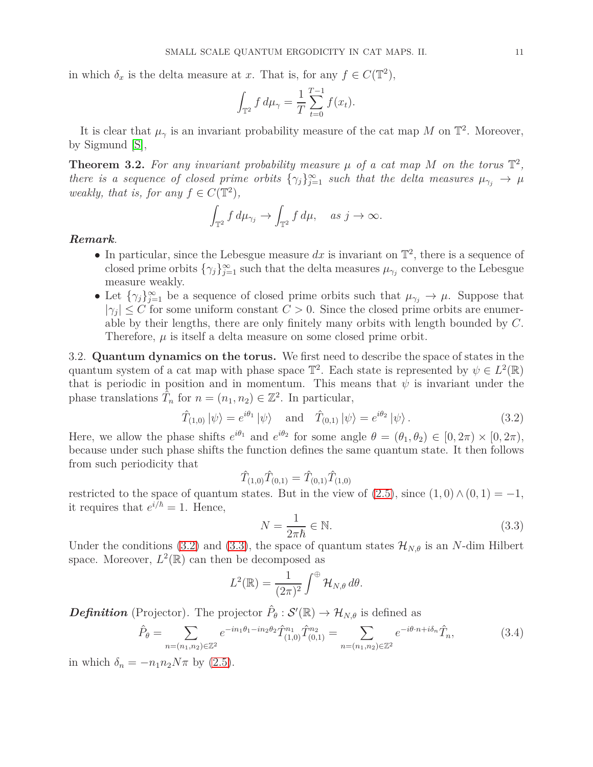in which $\delta_x$ is the delta measure at $x$. That is, for any $f \in C(\mathbb{T}^2)$,

$$\int_{\mathbb{T}^2} f \, d\mu_\gamma = \frac{1}{T} \sum_{t=0}^{T-1} f(x_t).$$

It is clear that $\mu_\gamma$ is an invariant probability measure of the cat map $M$ on $\mathbb{T}^2$. Moreover, by Sigmund [S],

**Theorem 3.2.** *For any invariant probability measure $\mu$ of a cat map $M$ on the torus $\mathbb{T}^2$, there is a sequence of closed prime orbits $\{\gamma_j\}_{j=1}^\infty$ such that the delta measures $\mu_{\gamma_j} \to \mu$ weakly, that is, for any $f \in C(\mathbb{T}^2)$,*

$$\int_{\mathbb{T}^2} f \, d\mu_{\gamma_j} \to \int_{\mathbb{T}^2} f \, d\mu, \quad \text{as } j \to \infty.$$

***Remark.***

- In particular, since the Lebesgue measure $dx$ is invariant on $\mathbb{T}^2$, there is a sequence of closed prime orbits $\{\gamma_j\}_{j=1}^\infty$ such that the delta measures $\mu_{\gamma_j}$ converge to the Lebesgue measure weakly.
- Let $\{\gamma_j\}_{j=1}^\infty$ be a sequence of closed prime orbits such that $\mu_{\gamma_j} \to \mu$. Suppose that $|\gamma_j| \le C$ for some uniform constant $C > 0$. Since the closed prime orbits are enumerable by their lengths, there are only finitely many orbits with length bounded by $C$. Therefore, $\mu$ is itself a delta measure on some closed prime orbit.

3.2. **Quantum dynamics on the torus.** We first need to describe the space of states in the quantum system of a cat map with phase space $\mathbb{T}^2$. Each state is represented by $\psi \in L^2(\mathbb{R})$ that is periodic in position and in momentum. This means that $\psi$ is invariant under the phase translations $\hat{T}_n$ for $n = (n_1, n_2) \in \mathbb{Z}^2$. In particular,

$$\hat{T}_{(1,0)} \left|\psi\right\rangle = e^{i\theta_1} \left|\psi\right\rangle \quad \text{and} \quad \hat{T}_{(0,1)} \left|\psi\right\rangle = e^{i\theta_2} \left|\psi\right\rangle. \tag{3.2}$$

Here, we allow the phase shifts $e^{i\theta_1}$ and $e^{i\theta_2}$ for some angle $\theta = (\theta_1, \theta_2) \in [0, 2\pi) \times [0, 2\pi)$, because under such phase shifts the function defines the same quantum state. It then follows from such periodicity that

$$\hat{T}_{(1,0)} \hat{T}_{(0,1)} = \hat{T}_{(0,1)} \hat{T}_{(1,0)}$$

restricted to the space of quantum states. But in the view of (2.5), since $(1,0) \wedge (0,1) = -1$, it requires that $e^{i/\hbar} = 1$. Hence,

$$N = \frac{1}{2\pi\hbar} \in \mathbb{N}. \tag{3.3}$$

Under the conditions (3.2) and (3.3), the space of quantum states $\mathcal{H}_{N,\theta}$ is an $N$-dim Hilbert space. Moreover, $L^2(\mathbb{R})$ can then be decomposed as

$$L^2(\mathbb{R}) = \frac{1}{(2\pi)^2} \int^{\oplus} \mathcal{H}_{N,\theta} \, d\theta.$$

***Definition*** (Projector). The projector $\hat{P}_\theta : \mathcal{S}'(\mathbb{R}) \to \mathcal{H}_{N,\theta}$ is defined as

$$\hat{P}_\theta = \sum_{n=(n_1,n_2) \in \mathbb{Z}^2} e^{-in_1\theta_1 - in_2\theta_2} \hat{T}_{(1,0)}^{n_1} \hat{T}_{(0,1)}^{n_2} = \sum_{n=(n_1,n_2) \in \mathbb{Z}^2} e^{-i\theta \cdot n + i\delta_n} \hat{T}_n, \tag{3.4}$$

in which $\delta_n = -n_1 n_2 N\pi$ by (2.5).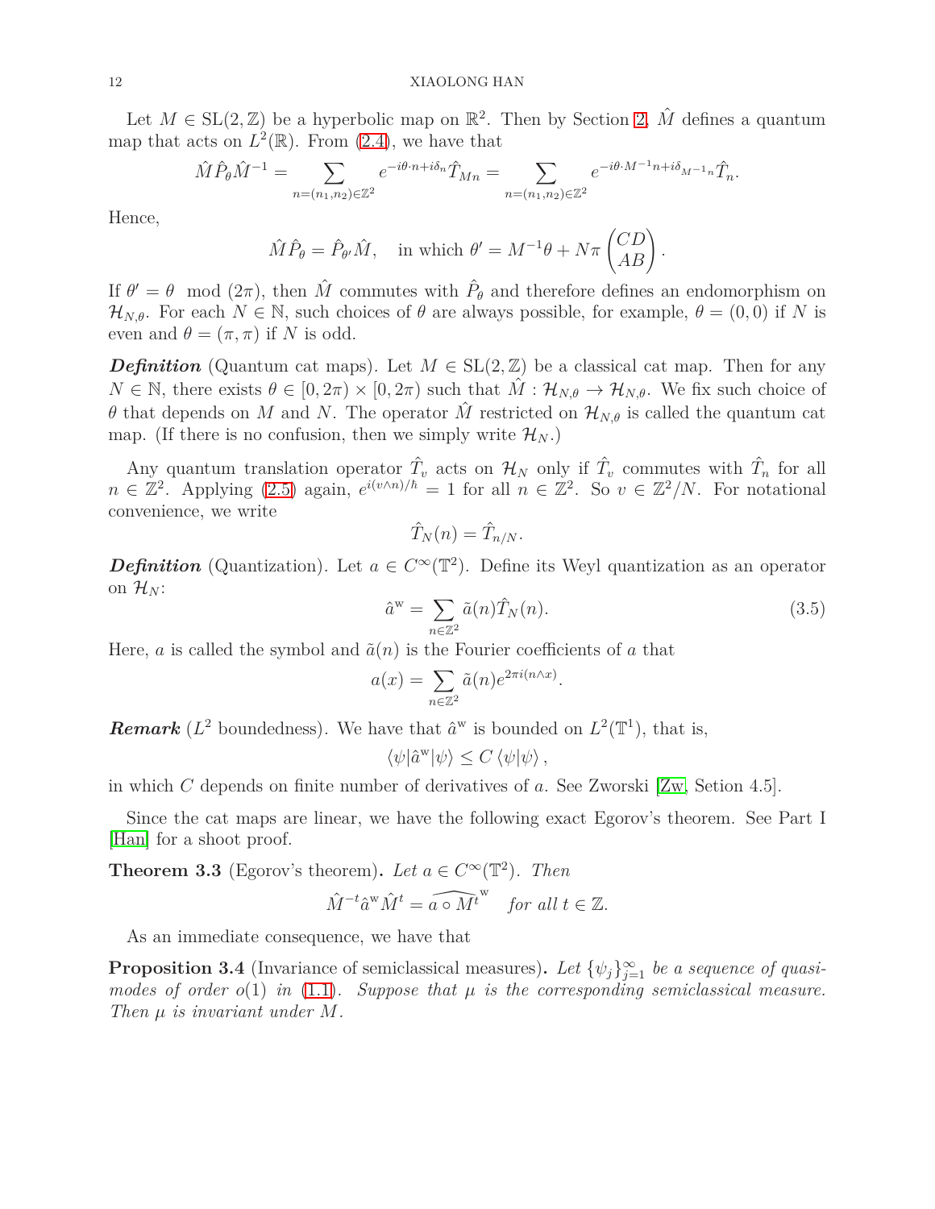Let $M \in \mathrm{SL}(2, \mathbb{Z})$ be a hyperbolic map on $\mathbb{R}^2$. Then by Section 2, $\hat{M}$ defines a quantum map that acts on $L^2(\mathbb{R})$. From (2.4), we have that

$$\hat{M}\hat{P}_\theta\hat{M}^{-1} = \sum_{n=(n_1,n_2)\in\mathbb{Z}^2} e^{-i\theta\cdot n + i\delta_n}\hat{T}_{Mn} = \sum_{n=(n_1,n_2)\in\mathbb{Z}^2} e^{-i\theta\cdot M^{-1}n + i\delta_{M^{-1}n}}\hat{T}_n.$$

Hence,

$$\hat{M}\hat{P}_\theta = \hat{P}_{\theta'}\hat{M}, \quad \text{in which } \theta' = M^{-1}\theta + N\pi\begin{pmatrix} CD \\ AB \end{pmatrix}.$$

If $\theta' = \theta \mod (2\pi)$, then $\hat{M}$ commutes with $\hat{P}_\theta$ and therefore defines an endomorphism on $\mathcal{H}_{N,\theta}$. For each $N \in \mathbb{N}$, such choices of $\theta$ are always possible, for example, $\theta = (0,0)$ if $N$ is even and $\theta = (\pi, \pi)$ if $N$ is odd.

***Definition*** (Quantum cat maps). Let $M \in \mathrm{SL}(2, \mathbb{Z})$ be a classical cat map. Then for any $N \in \mathbb{N}$, there exists $\theta \in [0, 2\pi) \times [0, 2\pi)$ such that $\hat{M} : \mathcal{H}_{N,\theta} \to \mathcal{H}_{N,\theta}$. We fix such choice of $\theta$ that depends on $M$ and $N$. The operator $\hat{M}$ restricted on $\mathcal{H}_{N,\theta}$ is called the quantum cat map. (If there is no confusion, then we simply write $\mathcal{H}_N$.)

Any quantum translation operator $\hat{T}_v$ acts on $\mathcal{H}_N$ only if $\hat{T}_v$ commutes with $\hat{T}_n$ for all $n \in \mathbb{Z}^2$. Applying (2.5) again, $e^{i(v\wedge n)/\hbar} = 1$ for all $n \in \mathbb{Z}^2$. So $v \in \mathbb{Z}^2/N$. For notational convenience, we write

$$\hat{T}_N(n) = \hat{T}_{n/N}.$$

***Definition*** (Quantization). Let $a \in C^\infty(\mathbb{T}^2)$. Define its Weyl quantization as an operator on $\mathcal{H}_N$:

$$\hat{a}^{\mathrm{w}} = \sum_{n\in\mathbb{Z}^2} \tilde{a}(n)\hat{T}_N(n). \tag{3.5}$$

Here, $a$ is called the symbol and $\tilde{a}(n)$ is the Fourier coefficients of $a$ that

$$a(x) = \sum_{n\in\mathbb{Z}^2} \tilde{a}(n)e^{2\pi i(n\wedge x)}.$$

***Remark*** ($L^2$ boundedness). We have that $\hat{a}^{\mathrm{w}}$ is bounded on $L^2(\mathbb{T}^1)$, that is,

$$\langle\psi|\hat{a}^{\mathrm{w}}|\psi\rangle \le C\,\langle\psi|\psi\rangle\,,$$

in which $C$ depends on finite number of derivatives of $a$. See Zworski [Zw, Setion 4.5].

Since the cat maps are linear, we have the following exact Egorov's theorem. See Part I [Han] for a shoot proof.

**Theorem 3.3** (Egorov's theorem)**.** *Let $a \in C^\infty(\mathbb{T}^2)$. Then*

$$\hat{M}^{-t}\hat{a}^{\mathrm{w}}\hat{M}^t = \widehat{a\circ M^t}^{\mathrm{w}} \quad \textit{for all } t \in \mathbb{Z}.$$

As an immediate consequence, we have that

**Proposition 3.4** (Invariance of semiclassical measures)**.** *Let $\{\psi_j\}_{j=1}^\infty$ be a sequence of quasi-modes of order $o(1)$ in (1.1). Suppose that $\mu$ is the corresponding semiclassical measure. Then $\mu$ is invariant under $M$.*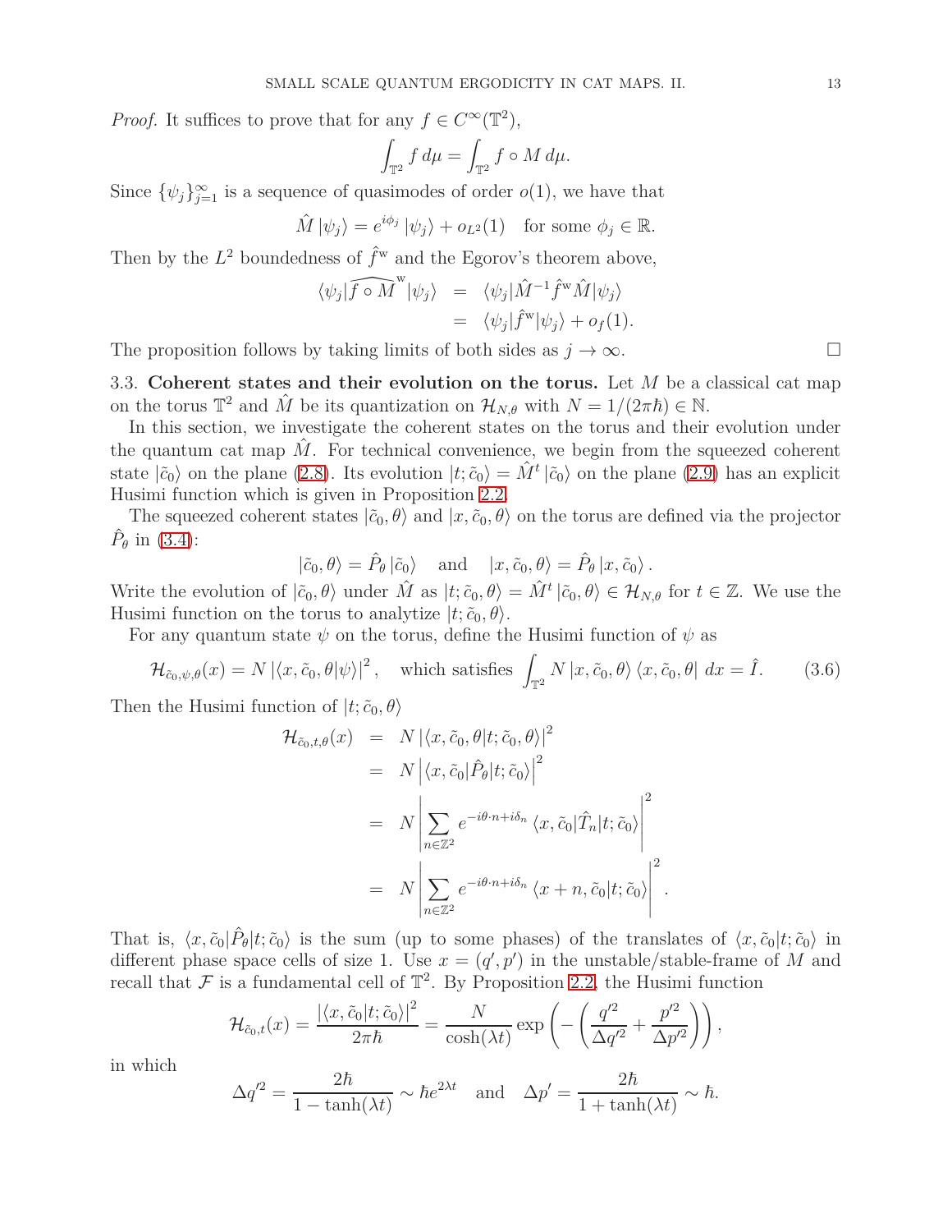*Proof.* It suffices to prove that for any $f \in C^\infty(\mathbb{T}^2)$,

$$\int_{\mathbb{T}^2} f \, d\mu = \int_{\mathbb{T}^2} f \circ M \, d\mu.$$

Since $\{\psi_j\}_{j=1}^\infty$ is a sequence of quasimodes of order $o(1)$, we have that

$$\hat{M} |\psi_j\rangle = e^{i\phi_j} |\psi_j\rangle + o_{L^2}(1) \quad \text{for some } \phi_j \in \mathbb{R}.$$

Then by the $L^2$ boundedness of $\hat{f}^{\mathrm{w}}$ and the Egorov's theorem above,

$$\begin{aligned}
\langle \psi_j | \widehat{f \circ M}^{\mathrm{w}} | \psi_j \rangle &= \langle \psi_j | \hat{M}^{-1} \hat{f}^{\mathrm{w}} \hat{M} | \psi_j \rangle \\
&= \langle \psi_j | \hat{f}^{\mathrm{w}} | \psi_j \rangle + o_f(1).
\end{aligned}$$

The proposition follows by taking limits of both sides as $j \to \infty$. □

## 3.3. Coherent states and their evolution on the torus.

Let $M$ be a classical cat map on the torus $\mathbb{T}^2$ and $\hat{M}$ be its quantization on $\mathcal{H}_{N,\theta}$ with $N = 1/(2\pi\hbar) \in \mathbb{N}$.

In this section, we investigate the coherent states on the torus and their evolution under the quantum cat map $\hat{M}$. For technical convenience, we begin from the squeezed coherent state $|\tilde{c}_0\rangle$ on the plane (2.8). Its evolution $|t; \tilde{c}_0\rangle = \hat{M}^t |\tilde{c}_0\rangle$ on the plane (2.9) has an explicit Husimi function which is given in Proposition 2.2.

The squeezed coherent states $|\tilde{c}_0, \theta\rangle$ and $|x, \tilde{c}_0, \theta\rangle$ on the torus are defined via the projector $\hat{P}_\theta$ in (3.4):

$$|\tilde{c}_0, \theta\rangle = \hat{P}_\theta |\tilde{c}_0\rangle \quad \text{and} \quad |x, \tilde{c}_0, \theta\rangle = \hat{P}_\theta |x, \tilde{c}_0\rangle.$$

Write the evolution of $|\tilde{c}_0, \theta\rangle$ under $\hat{M}$ as $|t; \tilde{c}_0, \theta\rangle = \hat{M}^t |\tilde{c}_0, \theta\rangle \in \mathcal{H}_{N,\theta}$ for $t \in \mathbb{Z}$. We use the Husimi function on the torus to analytize $|t; \tilde{c}_0, \theta\rangle$.

For any quantum state $\psi$ on the torus, define the Husimi function of $\psi$ as

$$\mathcal{H}_{\tilde{c}_0,\psi,\theta}(x) = N \left| \langle x, \tilde{c}_0, \theta | \psi \rangle \right|^2, \quad \text{which satisfies } \int_{\mathbb{T}^2} N \, |x, \tilde{c}_0, \theta\rangle \langle x, \tilde{c}_0, \theta| \, dx = \hat{I}. \tag{3.6}$$

Then the Husimi function of $|t; \tilde{c}_0, \theta\rangle$

$$\begin{aligned}
\mathcal{H}_{\tilde{c}_0,t,\theta}(x) &= N \left| \langle x, \tilde{c}_0, \theta | t; \tilde{c}_0, \theta \rangle \right|^2 \\
&= N \left| \langle x, \tilde{c}_0 | \hat{P}_\theta | t; \tilde{c}_0 \rangle \right|^2 \\
&= N \left| \sum_{n \in \mathbb{Z}^2} e^{-i\theta \cdot n + i\delta_n} \langle x, \tilde{c}_0 | \hat{T}_n | t; \tilde{c}_0 \rangle \right|^2 \\
&= N \left| \sum_{n \in \mathbb{Z}^2} e^{-i\theta \cdot n + i\delta_n} \langle x + n, \tilde{c}_0 | t; \tilde{c}_0 \rangle \right|^2.
\end{aligned}$$

That is, $\langle x, \tilde{c}_0 | \hat{P}_\theta | t; \tilde{c}_0 \rangle$ is the sum (up to some phases) of the translates of $\langle x, \tilde{c}_0 | t; \tilde{c}_0 \rangle$ in different phase space cells of size 1. Use $x = (q', p')$ in the unstable/stable-frame of $M$ and recall that $\mathcal{F}$ is a fundamental cell of $\mathbb{T}^2$. By Proposition 2.2, the Husimi function

$$\mathcal{H}_{\tilde{c}_0,t}(x) = \frac{\left| \langle x, \tilde{c}_0 | t; \tilde{c}_0 \rangle \right|^2}{2\pi\hbar} = \frac{N}{\cosh(\lambda t)} \exp\left( -\left( \frac{q'^2}{\Delta q'^2} + \frac{p'^2}{\Delta p'^2} \right) \right),$$

in which

$$\Delta q'^2 = \frac{2\hbar}{1 - \tanh(\lambda t)} \sim \hbar e^{2\lambda t} \quad \text{and} \quad \Delta p' = \frac{2\hbar}{1 + \tanh(\lambda t)} \sim \hbar.$$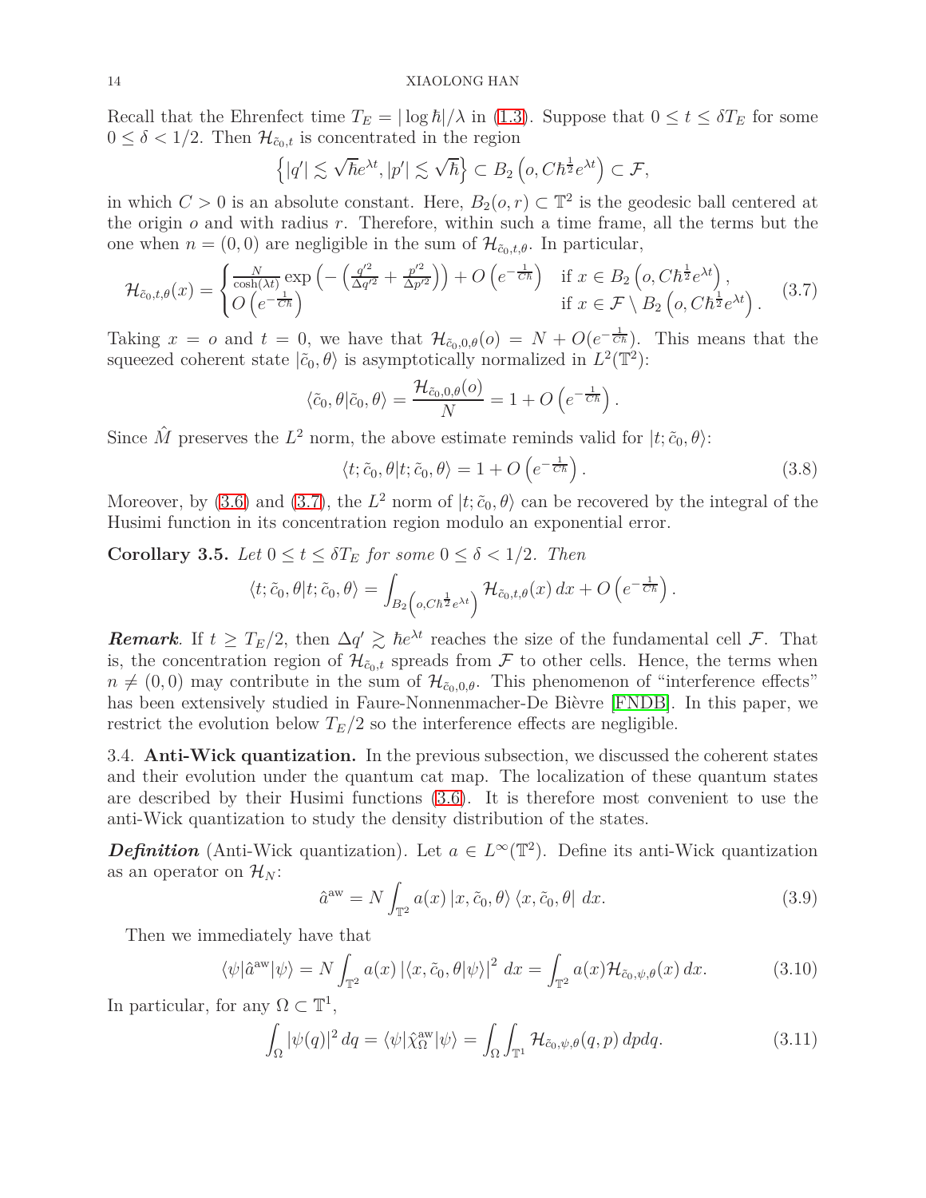Recall that the Ehrenfect time $T_E = |\log \hbar|/\lambda$ in (1.3). Suppose that $0 \le t \le \delta T_E$ for some $0 \le \delta < 1/2$. Then $\mathcal{H}_{\tilde{c}_0,t}$ is concentrated in the region

$$\left\{|q'| \lesssim \sqrt{\hbar}e^{\lambda t}, |p'| \lesssim \sqrt{\hbar}\right\} \subset B_2\left(o, C\hbar^{\frac{1}{2}}e^{\lambda t}\right) \subset \mathcal{F},$$

in which $C > 0$ is an absolute constant. Here, $B_2(o, r) \subset \mathbb{T}^2$ is the geodesic ball centered at the origin $o$ and with radius $r$. Therefore, within such a time frame, all the terms but the one when $n = (0, 0)$ are negligible in the sum of $\mathcal{H}_{\tilde{c}_0,t,\theta}$. In particular,

$$\mathcal{H}_{\tilde{c}_0,t,\theta}(x) = \begin{cases} \frac{N}{\cosh(\lambda t)} \exp\left(-\left(\frac{q'^2}{\Delta q'^2} + \frac{p'^2}{\Delta p'^2}\right)\right) + O\left(e^{-\frac{1}{C\hbar}}\right) & \text{if } x \in B_2\left(o, C\hbar^{\frac{1}{2}}e^{\lambda t}\right), \\ O\left(e^{-\frac{1}{C\hbar}}\right) & \text{if } x \in \mathcal{F} \setminus B_2\left(o, C\hbar^{\frac{1}{2}}e^{\lambda t}\right). \end{cases} \tag{3.7}$$

Taking $x = o$ and $t = 0$, we have that $\mathcal{H}_{\tilde{c}_0,0,\theta}(o) = N + O(e^{-\frac{1}{C\hbar}})$. This means that the squeezed coherent state $|\tilde{c}_0, \theta\rangle$ is asymptotically normalized in $L^2(\mathbb{T}^2)$:

$$\langle \tilde{c}_0, \theta | \tilde{c}_0, \theta \rangle = \frac{\mathcal{H}_{\tilde{c}_0,0,\theta}(o)}{N} = 1 + O\left(e^{-\frac{1}{C\hbar}}\right).$$

Since $\hat{M}$ preserves the $L^2$ norm, the above estimate reminds valid for $|t; \tilde{c}_0, \theta\rangle$:

$$\langle t; \tilde{c}_0, \theta | t; \tilde{c}_0, \theta \rangle = 1 + O\left(e^{-\frac{1}{C\hbar}}\right). \tag{3.8}$$

Moreover, by (3.6) and (3.7), the $L^2$ norm of $|t; \tilde{c}_0, \theta\rangle$ can be recovered by the integral of the Husimi function in its concentration region modulo an exponential error.

**Corollary 3.5.** *Let $0 \le t \le \delta T_E$ for some $0 \le \delta < 1/2$. Then*

$$\langle t; \tilde{c}_0, \theta | t; \tilde{c}_0, \theta \rangle = \int_{B_2\left(o, C\hbar^{\frac{1}{2}}e^{\lambda t}\right)} \mathcal{H}_{\tilde{c}_0,t,\theta}(x)\, dx + O\left(e^{-\frac{1}{C\hbar}}\right).$$

***Remark*.** If $t \ge T_E/2$, then $\Delta q' \gtrsim \hbar e^{\lambda t}$ reaches the size of the fundamental cell $\mathcal{F}$. That is, the concentration region of $\mathcal{H}_{\tilde{c}_0,t}$ spreads from $\mathcal{F}$ to other cells. Hence, the terms when $n \neq (0, 0)$ may contribute in the sum of $\mathcal{H}_{\tilde{c}_0,0,\theta}$. This phenomenon of "interference effects" has been extensively studied in Faure-Nonnenmacher-De Bièvre [FNDB]. In this paper, we restrict the evolution below $T_E/2$ so the interference effects are negligible.

### 3.4. Anti-Wick quantization.

In the previous subsection, we discussed the coherent states and their evolution under the quantum cat map. The localization of these quantum states are described by their Husimi functions (3.6). It is therefore most convenient to use the anti-Wick quantization to study the density distribution of the states.

***Definition*** (Anti-Wick quantization). Let $a \in L^\infty(\mathbb{T}^2)$. Define its anti-Wick quantization as an operator on $\mathcal{H}_N$:

$$\hat{a}^{\mathrm{aw}} = N \int_{\mathbb{T}^2} a(x) \left| x, \tilde{c}_0, \theta \right\rangle \left\langle x, \tilde{c}_0, \theta \right| \, dx. \tag{3.9}$$

Then we immediately have that

$$\langle \psi | \hat{a}^{\mathrm{aw}} | \psi \rangle = N \int_{\mathbb{T}^2} a(x) \left| \langle x, \tilde{c}_0, \theta | \psi \rangle \right|^2 \, dx = \int_{\mathbb{T}^2} a(x) \mathcal{H}_{\tilde{c}_0,\psi,\theta}(x)\, dx. \tag{3.10}$$

In particular, for any $\Omega \subset \mathbb{T}^1$,

$$\int_\Omega |\psi(q)|^2 \, dq = \langle \psi | \hat{\chi}_\Omega^{\mathrm{aw}} | \psi \rangle = \int_\Omega \int_{\mathbb{T}^1} \mathcal{H}_{\tilde{c}_0,\psi,\theta}(q, p)\, dp dq. \tag{3.11}$$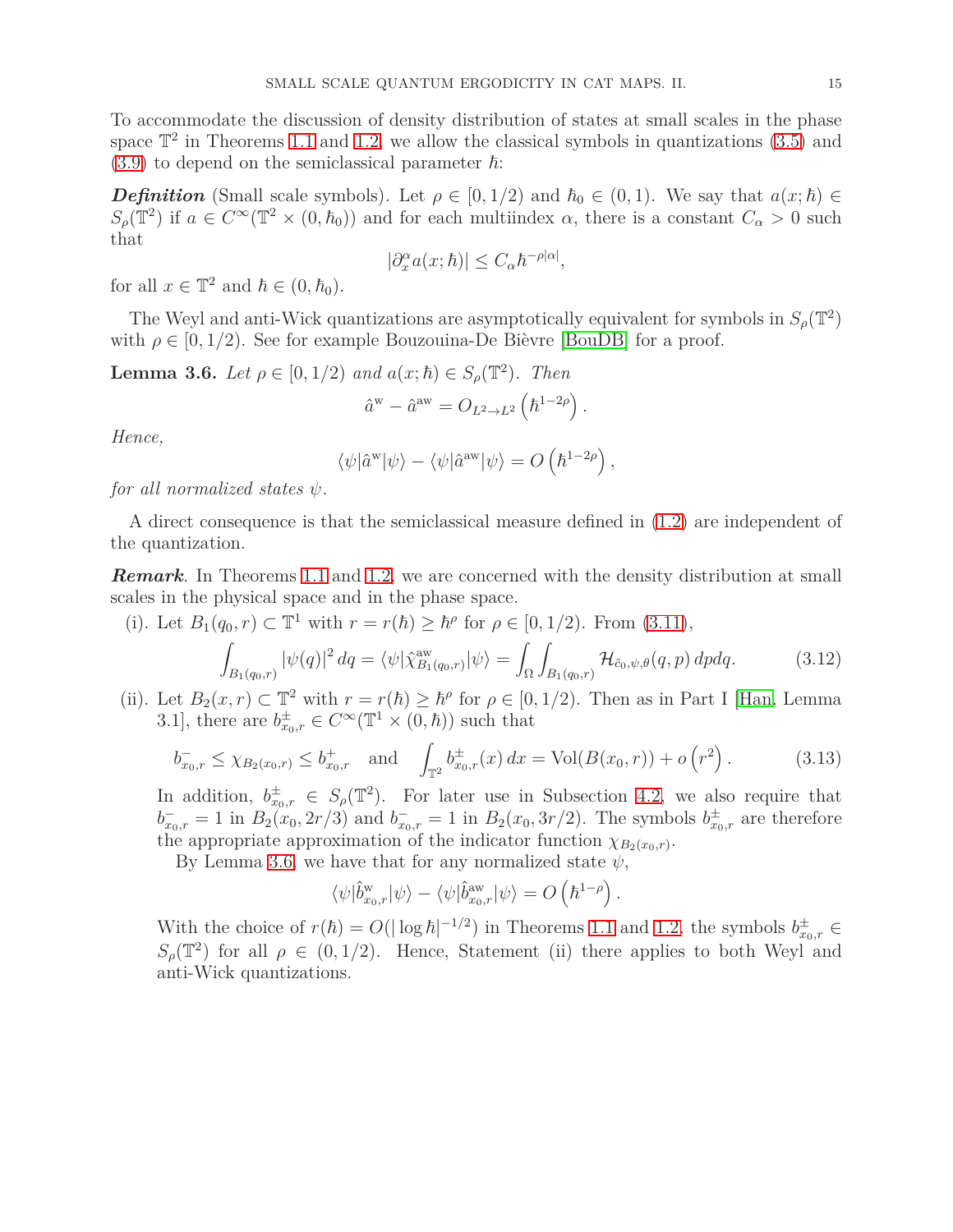To accommodate the discussion of density distribution of states at small scales in the phase space $\mathbb{T}^2$ in Theorems 1.1 and 1.2, we allow the classical symbols in quantizations (3.5) and (3.9) to depend on the semiclassical parameter $\hbar$:

***Definition*** (Small scale symbols). Let $\rho \in [0, 1/2)$ and $\hbar_0 \in (0, 1)$. We say that $a(x; \hbar) \in S_\rho(\mathbb{T}^2)$ if $a \in C^\infty(\mathbb{T}^2 \times (0, \hbar_0))$ and for each multiindex $\alpha$, there is a constant $C_\alpha > 0$ such that

$$|\partial_x^\alpha a(x; \hbar)| \le C_\alpha \hbar^{-\rho|\alpha|},$$

for all $x \in \mathbb{T}^2$ and $\hbar \in (0, \hbar_0)$.

The Weyl and anti-Wick quantizations are asymptotically equivalent for symbols in $S_\rho(\mathbb{T}^2)$ with $\rho \in [0, 1/2)$. See for example Bouzouina-De Bièvre [BouDB] for a proof.

**Lemma 3.6.** *Let $\rho \in [0, 1/2)$ and $a(x; \hbar) \in S_\rho(\mathbb{T}^2)$. Then*

$$\hat{a}^{\mathrm{w}} - \hat{a}^{\mathrm{aw}} = O_{L^2 \to L^2}\left(\hbar^{1-2\rho}\right).$$

*Hence,*

$$\langle \psi | \hat{a}^{\mathrm{w}} | \psi \rangle - \langle \psi | \hat{a}^{\mathrm{aw}} | \psi \rangle = O\left(\hbar^{1-2\rho}\right),$$

*for all normalized states $\psi$.*

A direct consequence is that the semiclassical measure defined in (1.2) are independent of the quantization.

***Remark***. In Theorems 1.1 and 1.2, we are concerned with the density distribution at small scales in the physical space and in the phase space.

(i). Let $B_1(q_0, r) \subset \mathbb{T}^1$ with $r = r(\hbar) \ge \hbar^\rho$ for $\rho \in [0, 1/2)$. From (3.11),

$$\int_{B_1(q_0,r)} |\psi(q)|^2 \, dq = \langle \psi | \hat{\chi}^{\mathrm{aw}}_{B_1(q_0,r)} | \psi \rangle = \int_\Omega \int_{B_1(q_0,r)} \mathcal{H}_{\check{c}_0,\psi,\theta}(q,p) \, dp dq. \tag{3.12}$$

(ii). Let $B_2(x, r) \subset \mathbb{T}^2$ with $r = r(\hbar) \ge \hbar^\rho$ for $\rho \in [0, 1/2)$. Then as in Part I [Han, Lemma 3.1], there are $b^\pm_{x_0,r} \in C^\infty(\mathbb{T}^1 \times (0, \hbar))$ such that

$$b^-_{x_0,r} \le \chi_{B_2(x_0,r)} \le b^+_{x_0,r} \quad \text{and} \quad \int_{\mathbb{T}^2} b^\pm_{x_0,r}(x) \, dx = \mathrm{Vol}(B(x_0, r)) + o\left(r^2\right). \tag{3.13}$$

In addition, $b^\pm_{x_0,r} \in S_\rho(\mathbb{T}^2)$. For later use in Subsection 4.2, we also require that $b^-_{x_0,r} = 1$ in $B_2(x_0, 2r/3)$ and $b^-_{x_0,r} = 1$ in $B_2(x_0, 3r/2)$. The symbols $b^\pm_{x_0,r}$ are therefore the appropriate approximation of the indicator function $\chi_{B_2(x_0,r)}$.

By Lemma 3.6, we have that for any normalized state $\psi$,

$$\langle \psi | \hat{b}^{\mathrm{w}}_{x_0,r} | \psi \rangle - \langle \psi | \hat{b}^{\mathrm{aw}}_{x_0,r} | \psi \rangle = O\left(\hbar^{1-\rho}\right).$$

With the choice of $r(\hbar) = O(|\log \hbar|^{-1/2})$ in Theorems 1.1 and 1.2, the symbols $b^\pm_{x_0,r} \in S_\rho(\mathbb{T}^2)$ for all $\rho \in (0, 1/2)$. Hence, Statement (ii) there applies to both Weyl and anti-Wick quantizations.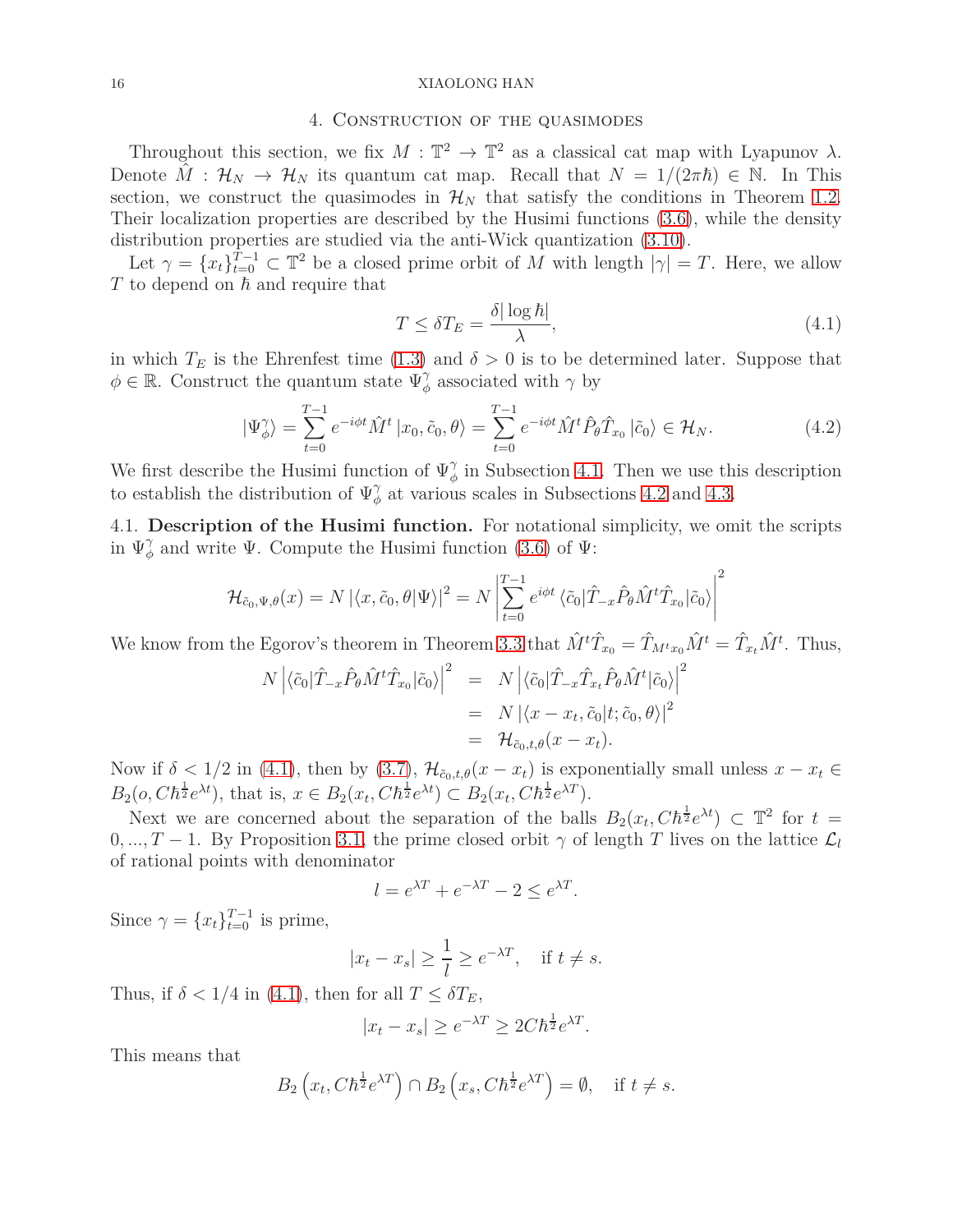## 4. Construction of the quasimodes

Throughout this section, we fix $M : \mathbb{T}^2 \to \mathbb{T}^2$ as a classical cat map with Lyapunov $\lambda$. Denote $\hat{M} : \mathcal{H}_N \to \mathcal{H}_N$ its quantum cat map. Recall that $N = 1/(2\pi\hbar) \in \mathbb{N}$. In This section, we construct the quasimodes in $\mathcal{H}_N$ that satisfy the conditions in Theorem 1.2. Their localization properties are described by the Husimi functions (3.6), while the density distribution properties are studied via the anti-Wick quantization (3.10).

Let $\gamma = \{x_t\}_{t=0}^{T-1} \subset \mathbb{T}^2$ be a closed prime orbit of $M$ with length $|\gamma| = T$. Here, we allow $T$ to depend on $\hbar$ and require that

$$T \le \delta T_E = \frac{\delta |\log \hbar|}{\lambda}, \tag{4.1}$$

in which $T_E$ is the Ehrenfest time (1.3) and $\delta > 0$ is to be determined later. Suppose that $\phi \in \mathbb{R}$. Construct the quantum state $\Psi_\phi^\gamma$ associated with $\gamma$ by

$$|\Psi_\phi^\gamma\rangle = \sum_{t=0}^{T-1} e^{-i\phi t} \hat{M}^t |x_0, \tilde{c}_0, \theta\rangle = \sum_{t=0}^{T-1} e^{-i\phi t} \hat{M}^t \hat{P}_\theta \hat{T}_{x_0} |\tilde{c}_0\rangle \in \mathcal{H}_N. \tag{4.2}$$

We first describe the Husimi function of $\Psi_\phi^\gamma$ in Subsection 4.1. Then we use this description to establish the distribution of $\Psi_\phi^\gamma$ at various scales in Subsections 4.2 and 4.3.

### 4.1. Description of the Husimi function.

For notational simplicity, we omit the scripts in $\Psi_\phi^\gamma$ and write $\Psi$. Compute the Husimi function (3.6) of $\Psi$:

$$\mathcal{H}_{\tilde{c}_0, \Psi, \theta}(x) = N \left|\langle x, \tilde{c}_0, \theta | \Psi\rangle\right|^2 = N \left| \sum_{t=0}^{T-1} e^{i\phi t} \langle \tilde{c}_0 | \hat{T}_{-x} \hat{P}_\theta \hat{M}^t \hat{T}_{x_0} | \tilde{c}_0\rangle \right|^2$$

We know from the Egorov's theorem in Theorem 3.3 that $\hat{M}^t \hat{T}_{x_0} = \hat{T}_{M^t x_0} \hat{M}^t = \hat{T}_{x_t} \hat{M}^t$. Thus,

$$\begin{aligned} N \left| \langle \tilde{c}_0 | \hat{T}_{-x} \hat{P}_\theta \hat{M}^t \hat{T}_{x_0} | \tilde{c}_0\rangle \right|^2 &= N \left| \langle \tilde{c}_0 | \hat{T}_{-x} \hat{T}_{x_t} \hat{P}_\theta \hat{M}^t | \tilde{c}_0\rangle \right|^2 \\ &= N \left| \langle x - x_t, \tilde{c}_0 | t; \tilde{c}_0, \theta\rangle \right|^2 \\ &= \mathcal{H}_{\tilde{c}_0, t, \theta}(x - x_t). \end{aligned}$$

Now if $\delta < 1/2$ in (4.1), then by (3.7), $\mathcal{H}_{\tilde{c}_0,t,\theta}(x - x_t)$ is exponentially small unless $x - x_t \in B_2(o, C\hbar^{\frac{1}{2}} e^{\lambda t})$, that is, $x \in B_2(x_t, C\hbar^{\frac{1}{2}} e^{\lambda t}) \subset B_2(x_t, C\hbar^{\frac{1}{2}} e^{\lambda T})$.

Next we are concerned about the separation of the balls $B_2(x_t, C\hbar^{\frac{1}{2}} e^{\lambda t}) \subset \mathbb{T}^2$ for $t = 0, ..., T-1$. By Proposition 3.1, the prime closed orbit $\gamma$ of length $T$ lives on the lattice $\mathcal{L}_l$ of rational points with denominator

$$l = e^{\lambda T} + e^{-\lambda T} - 2 \le e^{\lambda T}.$$

Since $\gamma = \{x_t\}_{t=0}^{T-1}$ is prime,

$$|x_t - x_s| \ge \frac{1}{l} \ge e^{-\lambda T}, \quad \text{if } t \ne s.$$

Thus, if $\delta < 1/4$ in (4.1), then for all $T \le \delta T_E$,

$$|x_t - x_s| \ge e^{-\lambda T} \ge 2C\hbar^{\frac{1}{2}} e^{\lambda T}.$$

This means that

$$B_2\left(x_t, C\hbar^{\frac{1}{2}} e^{\lambda T}\right) \cap B_2\left(x_s, C\hbar^{\frac{1}{2}} e^{\lambda T}\right) = \emptyset, \quad \text{if } t \ne s.$$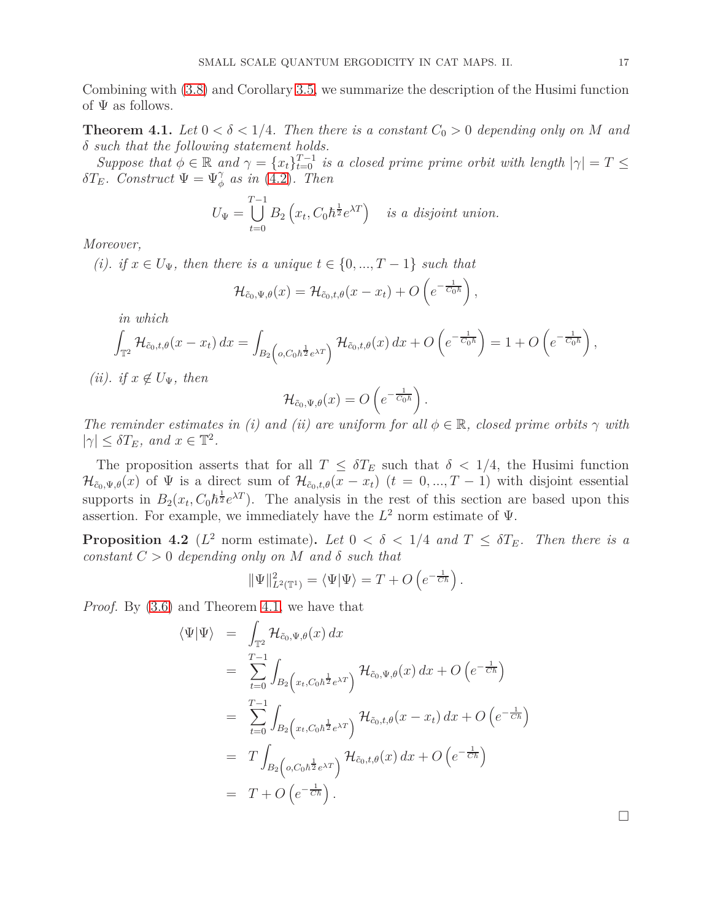Combining with (3.8) and Corollary 3.5, we summarize the description of the Husimi function of $\Psi$ as follows.

**Theorem 4.1.** *Let $0<\delta<1/4$. Then there is a constant $C_0>0$ depending only on $M$ and $\delta$ such that the following statement holds.*

*Suppose that $\phi\in\mathbb{R}$ and $\gamma=\{x_t\}_{t=0}^{T-1}$ is a closed prime prime orbit with length $|\gamma|=T\le\delta T_E$. Construct $\Psi=\Psi_\phi^\gamma$ as in (4.2). Then*

$$U_\Psi=\bigcup_{t=0}^{T-1}B_2\left(x_t,C_0\hbar^{\frac12}e^{\lambda T}\right)\quad\text{is a disjoint union.}$$

*Moreover,*

*(i). if $x\in U_\Psi$, then there is a unique $t\in\{0,...,T-1\}$ such that*

$$\mathcal{H}_{\tilde c_0,\Psi,\theta}(x)=\mathcal{H}_{\tilde c_0,t,\theta}(x-x_t)+O\left(e^{-\frac{1}{C_0\hbar}}\right),$$

*in which*

$$\int_{\mathbb{T}^2}\mathcal{H}_{\tilde c_0,t,\theta}(x-x_t)\,dx=\int_{B_2\left(o,C_0\hbar^{\frac12}e^{\lambda T}\right)}\mathcal{H}_{\tilde c_0,t,\theta}(x)\,dx+O\left(e^{-\frac{1}{C_0\hbar}}\right)=1+O\left(e^{-\frac{1}{C_0\hbar}}\right),$$

*(ii). if $x\notin U_\Psi$, then*

$$\mathcal{H}_{\tilde c_0,\Psi,\theta}(x)=O\left(e^{-\frac{1}{C_0\hbar}}\right).$$

*The reminder estimates in (i) and (ii) are uniform for all $\phi\in\mathbb{R}$, closed prime orbits $\gamma$ with $|\gamma|\le\delta T_E$, and $x\in\mathbb{T}^2$.*

The proposition asserts that for all $T\le\delta T_E$ such that $\delta<1/4$, the Husimi function $\mathcal{H}_{\tilde c_0,\Psi,\theta}(x)$ of $\Psi$ is a direct sum of $\mathcal{H}_{\tilde c_0,t,\theta}(x-x_t)$ ($t=0,...,T-1$) with disjoint essential supports in $B_2(x_t,C_0\hbar^{\frac12}e^{\lambda T})$. The analysis in the rest of this section are based upon this assertion. For example, we immediately have the $L^2$ norm estimate of $\Psi$.

**Proposition 4.2** ($L^2$ norm estimate)**.** *Let $0<\delta<1/4$ and $T\le\delta T_E$. Then there is a constant $C>0$ depending only on $M$ and $\delta$ such that*

$$\|\Psi\|^2_{L^2(\mathbb{T}^1)}=\langle\Psi|\Psi\rangle=T+O\left(e^{-\frac{1}{C\hbar}}\right).$$

*Proof.* By (3.6) and Theorem 4.1, we have that

$$\begin{aligned}
\langle\Psi|\Psi\rangle &= \int_{\mathbb{T}^2}\mathcal{H}_{\tilde c_0,\Psi,\theta}(x)\,dx\\
&= \sum_{t=0}^{T-1}\int_{B_2\left(x_t,C_0\hbar^{\frac12}e^{\lambda T}\right)}\mathcal{H}_{\tilde c_0,\Psi,\theta}(x)\,dx+O\left(e^{-\frac{1}{C\hbar}}\right)\\
&= \sum_{t=0}^{T-1}\int_{B_2\left(x_t,C_0\hbar^{\frac12}e^{\lambda T}\right)}\mathcal{H}_{\tilde c_0,t,\theta}(x-x_t)\,dx+O\left(e^{-\frac{1}{C\hbar}}\right)\\
&= T\int_{B_2\left(o,C_0\hbar^{\frac12}e^{\lambda T}\right)}\mathcal{H}_{\tilde c_0,t,\theta}(x)\,dx+O\left(e^{-\frac{1}{C\hbar}}\right)\\
&= T+O\left(e^{-\frac{1}{C\hbar}}\right).
\end{aligned}$$

∎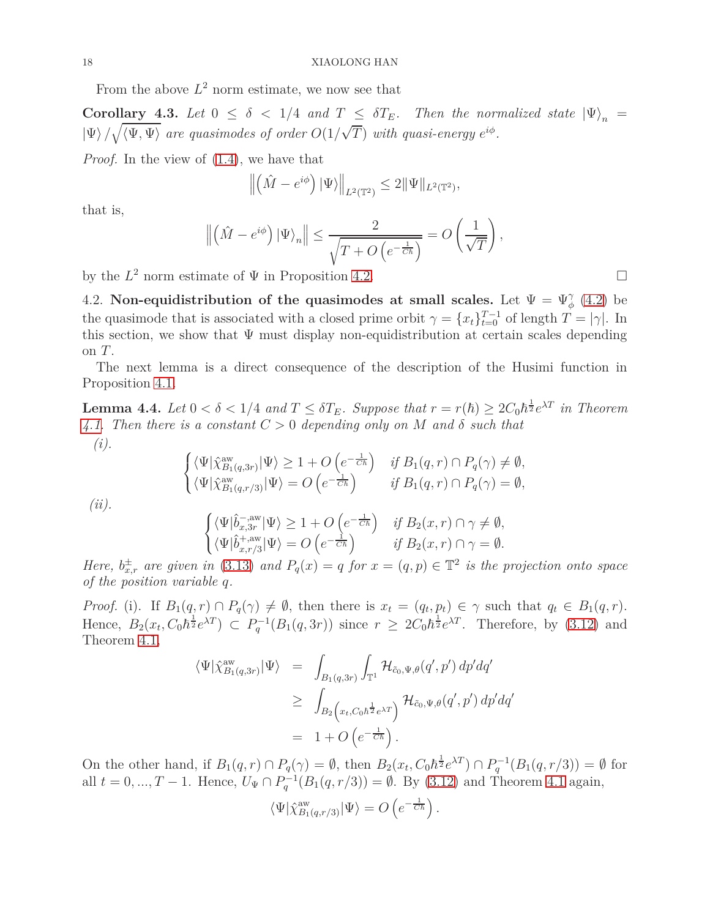From the above $L^2$ norm estimate, we now see that

**Corollary 4.3.** *Let $0 \leq \delta < 1/4$ and $T \leq \delta T_E$. Then the normalized state $|\Psi\rangle_n = |\Psi\rangle / \sqrt{\langle \Psi, \Psi \rangle}$ are quasimodes of order $O(1/\sqrt{T})$ with quasi-energy $e^{i\phi}$.*

*Proof.* In the view of (1.4), we have that

$$\left\| \left( \hat{M} - e^{i\phi} \right) |\Psi\rangle \right\|_{L^2(\mathbb{T}^2)} \leq 2 \|\Psi\|_{L^2(\mathbb{T}^2)},$$

that is,

$$\left\| \left( \hat{M} - e^{i\phi} \right) |\Psi\rangle_n \right\| \leq \frac{2}{\sqrt{T + O\left(e^{-\frac{1}{C\hbar}}\right)}} = O\left( \frac{1}{\sqrt{T}} \right),$$

by the $L^2$ norm estimate of $\Psi$ in Proposition 4.2. $\square$

## 4.2. Non-equidistribution of the quasimodes at small scales.

Let $\Psi = \Psi_\phi^\gamma$ (4.2) be the quasimode that is associated with a closed prime orbit $\gamma = \{x_t\}_{t=0}^{T-1}$ of length $T = |\gamma|$. In this section, we show that $\Psi$ must display non-equidistribution at certain scales depending on $T$.

The next lemma is a direct consequence of the description of the Husimi function in Proposition 4.1.

**Lemma 4.4.** *Let $0 < \delta < 1/4$ and $T \leq \delta T_E$. Suppose that $r = r(\hbar) \geq 2C_0 \hbar^{\frac{1}{2}} e^{\lambda T}$ in Theorem 4.1. Then there is a constant $C > 0$ depending only on $M$ and $\delta$ such that*

*(i).*

$$\begin{cases} \langle \Psi | \hat{\chi}^{\mathrm{aw}}_{B_1(q,3r)} | \Psi \rangle \geq 1 + O\left(e^{-\frac{1}{C\hbar}}\right) & \text{if } B_1(q,r) \cap P_q(\gamma) \neq \emptyset, \\ \langle \Psi | \hat{\chi}^{\mathrm{aw}}_{B_1(q,r/3)} | \Psi \rangle = O\left(e^{-\frac{1}{C\hbar}}\right) & \text{if } B_1(q,r) \cap P_q(\gamma) = \emptyset, \end{cases}$$

*(ii).*

$$\begin{cases} \langle \Psi | \hat{b}^{-,\mathrm{aw}}_{x,3r} | \Psi \rangle \geq 1 + O\left(e^{-\frac{1}{C\hbar}}\right) & \text{if } B_2(x,r) \cap \gamma \neq \emptyset, \\ \langle \Psi | \hat{b}^{+,\mathrm{aw}}_{x,r/3} | \Psi \rangle = O\left(e^{-\frac{1}{C\hbar}}\right) & \text{if } B_2(x,r) \cap \gamma = \emptyset. \end{cases}$$

*Here, $b^{\pm}_{x,r}$ are given in (3.13) and $P_q(x) = q$ for $x = (q,p) \in \mathbb{T}^2$ is the projection onto space of the position variable $q$.*

*Proof.* (i). If $B_1(q,r) \cap P_q(\gamma) \neq \emptyset$, then there is $x_t = (q_t, p_t) \in \gamma$ such that $q_t \in B_1(q,r)$. Hence, $B_2(x_t, C_0 \hbar^{\frac{1}{2}} e^{\lambda T}) \subset P_q^{-1}(B_1(q,3r))$ since $r \geq 2C_0 \hbar^{\frac{1}{2}} e^{\lambda T}$. Therefore, by (3.12) and Theorem 4.1,

$$\begin{aligned} \langle \Psi | \hat{\chi}^{\mathrm{aw}}_{B_1(q,3r)} | \Psi \rangle &= \int_{B_1(q,3r)} \int_{\mathbb{T}^1} \mathcal{H}_{\tilde{c}_0, \Psi, \theta}(q', p') \, dp' dq' \\ &\geq \int_{B_2\left(x_t, C_0 \hbar^{\frac{1}{2}} e^{\lambda T}\right)} \mathcal{H}_{\tilde{c}_0, \Psi, \theta}(q', p') \, dp' dq' \\ &= 1 + O\left(e^{-\frac{1}{C\hbar}}\right). \end{aligned}$$

On the other hand, if $B_1(q,r) \cap P_q(\gamma) = \emptyset$, then $B_2(x_t, C_0 \hbar^{\frac{1}{2}} e^{\lambda T}) \cap P_q^{-1}(B_1(q,r/3)) = \emptyset$ for all $t = 0, ..., T-1$. Hence, $U_\Psi \cap P_q^{-1}(B_1(q,r/3)) = \emptyset$. By (3.12) and Theorem 4.1 again,

$$\langle \Psi | \hat{\chi}^{\mathrm{aw}}_{B_1(q,r/3)} | \Psi \rangle = O\left(e^{-\frac{1}{C\hbar}}\right).$$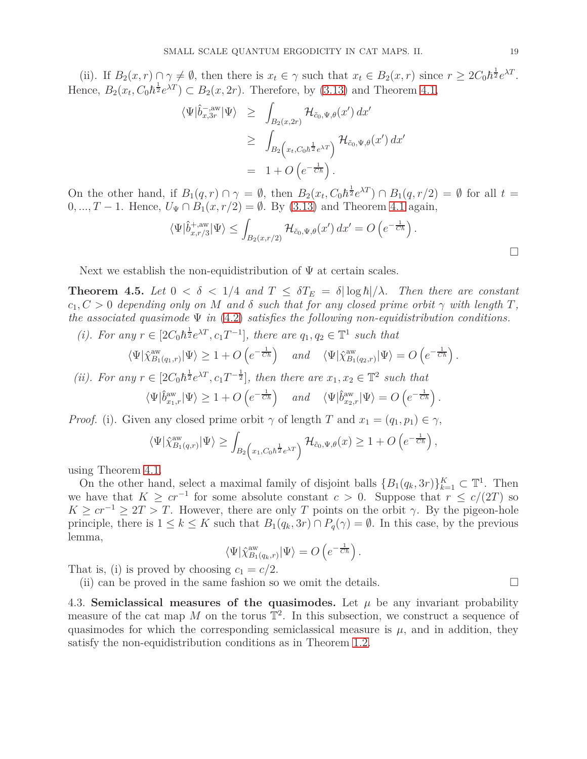(ii). If $B_2(x,r)\cap\gamma\neq\emptyset$, then there is $x_t\in\gamma$ such that $x_t\in B_2(x,r)$ since $r\geq 2C_0\hbar^{\frac12}e^{\lambda T}$. Hence, $B_2(x_t, C_0\hbar^{\frac12}e^{\lambda T})\subset B_2(x,2r)$. Therefore, by (3.13) and Theorem 4.1,

$$
\begin{aligned}
\langle\Psi|\hat b_{x,3r}^{-,\mathrm{aw}}|\Psi\rangle &\geq \int_{B_2(x,2r)}\mathcal{H}_{\tilde c_0,\Psi,\theta}(x')\,dx'\\
&\geq \int_{B_2\left(x_t,C_0\hbar^{\frac12}e^{\lambda T}\right)}\mathcal{H}_{\tilde c_0,\Psi,\theta}(x')\,dx'\\
&= 1+O\left(e^{-\frac{1}{C\hbar}}\right).
\end{aligned}
$$

On the other hand, if $B_1(q,r)\cap\gamma=\emptyset$, then $B_2(x_t,C_0\hbar^{\frac12}e^{\lambda T})\cap B_1(q,r/2)=\emptyset$ for all $t=0,...,T-1$. Hence, $U_\Psi\cap B_1(x,r/2)=\emptyset$. By (3.13) and Theorem 4.1 again,

$$
\langle\Psi|\hat b_{x,r/3}^{+,\mathrm{aw}}|\Psi\rangle\leq\int_{B_2(x,r/2)}\mathcal{H}_{\tilde c_0,\Psi,\theta}(x')\,dx' = O\left(e^{-\frac{1}{C\hbar}}\right).
$$

□

Next we establish the non-equidistribution of $\Psi$ at certain scales.

**Theorem 4.5.** *Let $0<\delta<1/4$ and $T\leq\delta T_E=\delta|\log\hbar|/\lambda$. Then there are constant $c_1,C>0$ depending only on $M$ and $\delta$ such that for any closed prime orbit $\gamma$ with length $T$, the associated quasimode $\Psi$ in (4.2) satisfies the following non-equidistribution conditions.*

*(i). For any $r\in[2C_0\hbar^{\frac12}e^{\lambda T}, c_1T^{-1}]$, there are $q_1,q_2\in\mathbb{T}^1$ such that*

$$
\langle\Psi|\hat\chi^{\mathrm{aw}}_{B_1(q_1,r)}|\Psi\rangle\geq 1+O\left(e^{-\frac{1}{C\hbar}}\right)\quad\text{ and }\quad\langle\Psi|\hat\chi^{\mathrm{aw}}_{B_1(q_2,r)}|\Psi\rangle = O\left(e^{-\frac{1}{C\hbar}}\right).
$$

*(ii). For any $r\in[2C_0\hbar^{\frac12}e^{\lambda T}, c_1T^{-\frac12}]$, then there are $x_1,x_2\in\mathbb{T}^2$ such that*

$$
\langle\Psi|\hat b^{\mathrm{aw}}_{x_1,r}|\Psi\rangle\geq 1+O\left(e^{-\frac{1}{C\hbar}}\right)\quad\text{ and }\quad\langle\Psi|\hat b^{\mathrm{aw}}_{x_2,r}|\Psi\rangle = O\left(e^{-\frac{1}{C\hbar}}\right).
$$

*Proof.* (i). Given any closed prime orbit $\gamma$ of length $T$ and $x_1=(q_1,p_1)\in\gamma$,

$$
\langle\Psi|\hat\chi^{\mathrm{aw}}_{B_1(q,r)}|\Psi\rangle\geq\int_{B_2\left(x_1,C_0\hbar^{\frac12}e^{\lambda T}\right)}\mathcal{H}_{\tilde c_0,\Psi,\theta}(x)\geq 1+O\left(e^{-\frac{1}{C\hbar}}\right),
$$

using Theorem 4.1.

On the other hand, select a maximal family of disjoint balls $\{B_1(q_k,3r)\}_{k=1}^K\subset\mathbb{T}^1$. Then we have that $K\geq cr^{-1}$ for some absolute constant $c>0$. Suppose that $r\leq c/(2T)$ so $K\geq cr^{-1}\geq 2T>T$. However, there are only $T$ points on the orbit $\gamma$. By the pigeon-hole principle, there is $1\leq k\leq K$ such that $B_1(q_k,3r)\cap P_q(\gamma)=\emptyset$. In this case, by the previous lemma,

$$
\langle\Psi|\hat\chi^{\mathrm{aw}}_{B_1(q_k,r)}|\Psi\rangle = O\left(e^{-\frac{1}{C\hbar}}\right).
$$

That is, (i) is proved by choosing $c_1=c/2$.

(ii) can be proved in the same fashion so we omit the details. □

4.3. **Semiclassical measures of the quasimodes.** Let $\mu$ be any invariant probability measure of the cat map $M$ on the torus $\mathbb{T}^2$. In this subsection, we construct a sequence of quasimodes for which the corresponding semiclassical measure is $\mu$, and in addition, they satisfy the non-equidistribution conditions as in Theorem 1.2.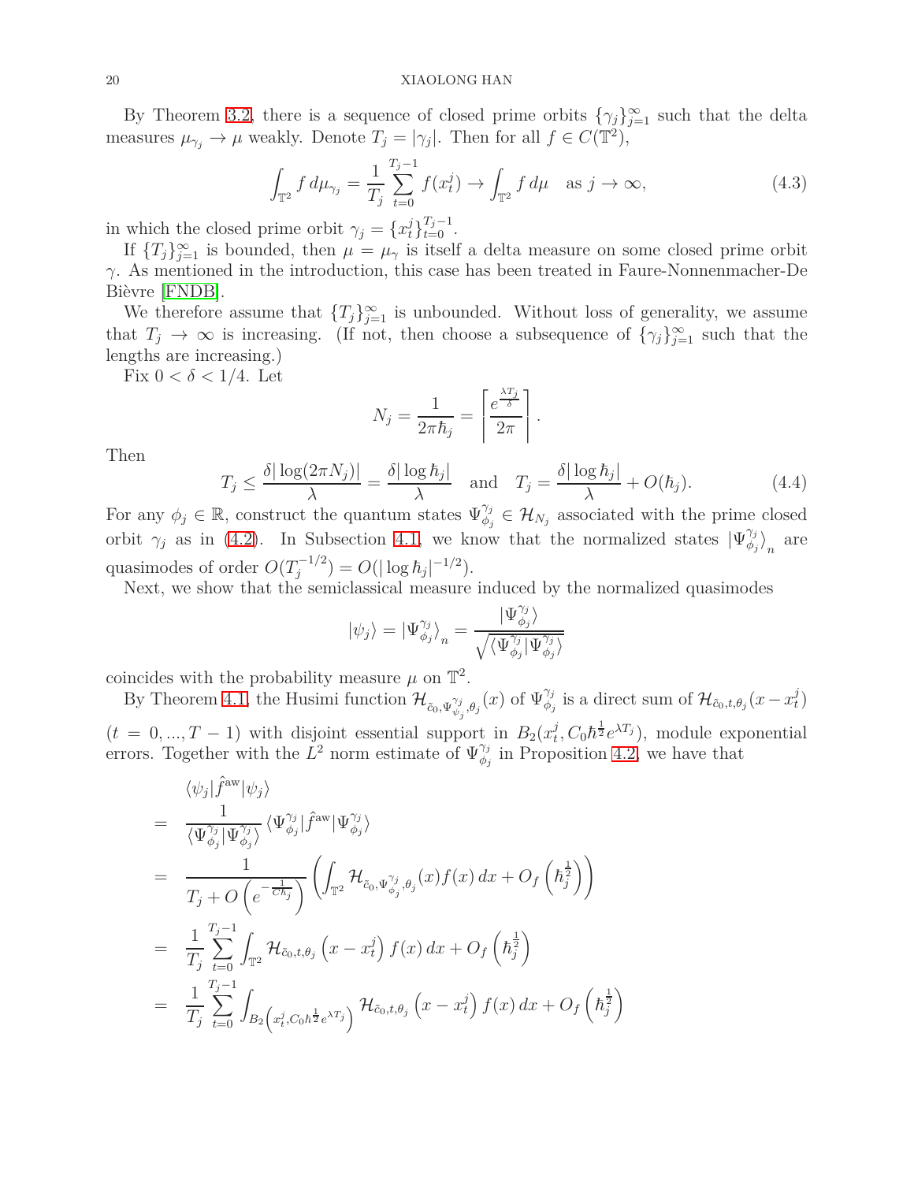By Theorem 3.2, there is a sequence of closed prime orbits $\{\gamma_j\}_{j=1}^\infty$ such that the delta measures $\mu_{\gamma_j} \to \mu$ weakly. Denote $T_j = |\gamma_j|$. Then for all $f \in C(\mathbb{T}^2)$,

$$\int_{\mathbb{T}^2} f \, d\mu_{\gamma_j} = \frac{1}{T_j} \sum_{t=0}^{T_j-1} f(x_t^j) \to \int_{\mathbb{T}^2} f \, d\mu \quad \text{as } j \to \infty, \tag{4.3}$$

in which the closed prime orbit $\gamma_j = \{x_t^j\}_{t=0}^{T_j-1}$.

If $\{T_j\}_{j=1}^\infty$ is bounded, then $\mu = \mu_\gamma$ is itself a delta measure on some closed prime orbit $\gamma$. As mentioned in the introduction, this case has been treated in Faure-Nonnenmacher-De Bièvre [FNDB].

We therefore assume that $\{T_j\}_{j=1}^\infty$ is unbounded. Without loss of generality, we assume that $T_j \to \infty$ is increasing. (If not, then choose a subsequence of $\{\gamma_j\}_{j=1}^\infty$ such that the lengths are increasing.)

Fix $0 < \delta < 1/4$. Let

$$N_j = \frac{1}{2\pi\hbar_j} = \left\lceil \frac{e^{\frac{\lambda T_j}{\delta}}}{2\pi} \right\rceil.$$

Then

$$T_j \le \frac{\delta |\log(2\pi N_j)|}{\lambda} = \frac{\delta |\log \hbar_j|}{\lambda} \quad \text{and} \quad T_j = \frac{\delta |\log \hbar_j|}{\lambda} + O(\hbar_j). \tag{4.4}$$

For any $\phi_j \in \mathbb{R}$, construct the quantum states $\Psi_{\phi_j}^{\gamma_j} \in \mathcal{H}_{N_j}$ associated with the prime closed orbit $\gamma_j$ as in (4.2). In Subsection 4.1, we know that the normalized states $|\Psi_{\phi_j}^{\gamma_j}\rangle_n$ are quasimodes of order $O(T_j^{-1/2}) = O(|\log \hbar_j|^{-1/2})$.

Next, we show that the semiclassical measure induced by the normalized quasimodes

$$|\psi_j\rangle = |\Psi_{\phi_j}^{\gamma_j}\rangle_n = \frac{|\Psi_{\phi_j}^{\gamma_j}\rangle}{\sqrt{\langle \Psi_{\phi_j}^{\gamma_j} | \Psi_{\phi_j}^{\gamma_j} \rangle}}$$

coincides with the probability measure $\mu$ on $\mathbb{T}^2$.

By Theorem 4.1, the Husimi function $\mathcal{H}_{\tilde{c}_0, \Psi_{\psi_j}^{\gamma_j}, \theta_j}(x)$ of $\Psi_{\phi_j}^{\gamma_j}$ is a direct sum of $\mathcal{H}_{\tilde{c}_0, t, \theta_j}(x - x_t^j)$ ($t = 0, ..., T-1$) with disjoint essential support in $B_2(x_t^j, C_0 \hbar^{\frac{1}{2}} e^{\lambda T_j})$, module exponential errors. Together with the $L^2$ norm estimate of $\Psi_{\phi_j}^{\gamma_j}$ in Proposition 4.2, we have that

$$\begin{aligned}
& \langle \psi_j | \hat{f}^{\mathrm{aw}} | \psi_j \rangle \\
= \; & \frac{1}{\langle \Psi_{\phi_j}^{\gamma_j} | \Psi_{\phi_j}^{\gamma_j} \rangle} \langle \Psi_{\phi_j}^{\gamma_j} | \hat{f}^{\mathrm{aw}} | \Psi_{\phi_j}^{\gamma_j} \rangle \\
= \; & \frac{1}{T_j + O\left(e^{-\frac{1}{C\hbar_j}}\right)} \left( \int_{\mathbb{T}^2} \mathcal{H}_{\tilde{c}_0, \Psi_{\phi_j}^{\gamma_j}, \theta_j}(x) f(x) \, dx + O_f\left(\hbar_j^{\frac{1}{2}}\right) \right) \\
= \; & \frac{1}{T_j} \sum_{t=0}^{T_j - 1} \int_{\mathbb{T}^2} \mathcal{H}_{\tilde{c}_0, t, \theta_j}\left(x - x_t^j\right) f(x) \, dx + O_f\left(\hbar_j^{\frac{1}{2}}\right) \\
= \; & \frac{1}{T_j} \sum_{t=0}^{T_j - 1} \int_{B_2\left(x_t^j, C_0 \hbar^{\frac{1}{2}} e^{\lambda T_j}\right)} \mathcal{H}_{\tilde{c}_0, t, \theta_j}\left(x - x_t^j\right) f(x) \, dx + O_f\left(\hbar_j^{\frac{1}{2}}\right)
\end{aligned}$$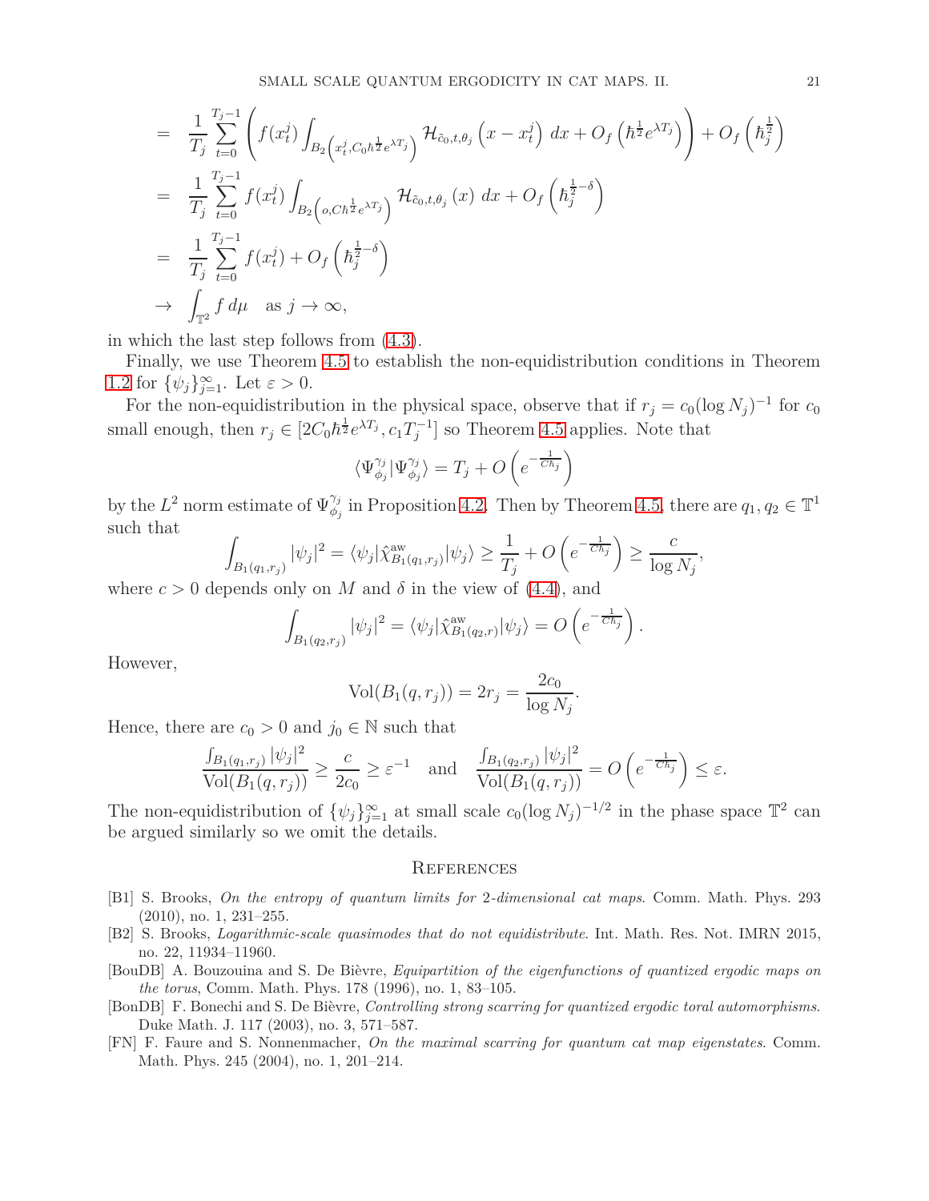$$
\begin{aligned}
&= \frac{1}{T_j}\sum_{t=0}^{T_j-1}\left(f(x_t^j)\int_{B_2\left(x_t^j, C_0\hbar^{\frac{1}{2}}e^{\lambda T_j}\right)}\mathcal{H}_{\tilde{c}_0,t,\theta_j}\left(x-x_t^j\right)\,dx + O_f\left(\hbar^{\frac{1}{2}}e^{\lambda T_j}\right)\right) + O_f\left(\hbar_j^{\frac{1}{2}}\right)\\
&= \frac{1}{T_j}\sum_{t=0}^{T_j-1} f(x_t^j)\int_{B_2\left(o, C\hbar^{\frac{1}{2}}e^{\lambda T_j}\right)}\mathcal{H}_{\tilde{c}_0,t,\theta_j}\left(x\right)\,dx + O_f\left(\hbar_j^{\frac{1}{2}-\delta}\right)\\
&= \frac{1}{T_j}\sum_{t=0}^{T_j-1} f(x_t^j) + O_f\left(\hbar_j^{\frac{1}{2}-\delta}\right)\\
&\to \int_{\mathbb{T}^2} f\,d\mu \quad \text{as } j\to\infty,
\end{aligned}
$$

in which the last step follows from (4.3).

Finally, we use Theorem 4.5 to establish the non-equidistribution conditions in Theorem 1.2 for $\{\psi_j\}_{j=1}^{\infty}$. Let $\varepsilon > 0$.

For the non-equidistribution in the physical space, observe that if $r_j = c_0(\log N_j)^{-1}$ for $c_0$ small enough, then $r_j \in [2C_0\hbar^{\frac{1}{2}}e^{\lambda T_j}, c_1 T_j^{-1}]$ so Theorem 4.5 applies. Note that

$$
\langle \Psi_{\phi_j}^{\gamma_j} | \Psi_{\phi_j}^{\gamma_j}\rangle = T_j + O\left(e^{-\frac{1}{C\hbar_j}}\right)
$$

by the $L^2$ norm estimate of $\Psi_{\phi_j}^{\gamma_j}$ in Proposition 4.2. Then by Theorem 4.5, there are $q_1, q_2 \in \mathbb{T}^1$ such that

$$
\int_{B_1(q_1,r_j)} |\psi_j|^2 = \langle \psi_j | \hat{\chi}^{\mathrm{aw}}_{B_1(q_1,r_j)} | \psi_j\rangle \geq \frac{1}{T_j} + O\left(e^{-\frac{1}{C\hbar_j}}\right) \geq \frac{c}{\log N_j},
$$

where $c > 0$ depends only on $M$ and $\delta$ in the view of (4.4), and

$$
\int_{B_1(q_2,r_j)} |\psi_j|^2 = \langle \psi_j | \hat{\chi}^{\mathrm{aw}}_{B_1(q_2,r)} | \psi_j\rangle = O\left(e^{-\frac{1}{C\hbar_j}}\right).
$$

However,

$$
\mathrm{Vol}(B_1(q, r_j)) = 2r_j = \frac{2c_0}{\log N_j}.
$$

Hence, there are $c_0 > 0$ and $j_0 \in \mathbb{N}$ such that

$$
\frac{\int_{B_1(q_1,r_j)}|\psi_j|^2}{\mathrm{Vol}(B_1(q,r_j))} \geq \frac{c}{2c_0} \geq \varepsilon^{-1} \quad \text{and} \quad \frac{\int_{B_1(q_2,r_j)}|\psi_j|^2}{\mathrm{Vol}(B_1(q,r_j))} = O\left(e^{-\frac{1}{C\hbar_j}}\right) \leq \varepsilon.
$$

The non-equidistribution of $\{\psi_j\}_{j=1}^{\infty}$ at small scale $c_0(\log N_j)^{-1/2}$ in the phase space $\mathbb{T}^2$ can be argued similarly so we omit the details.

## References

[B1] S. Brooks, *On the entropy of quantum limits for 2-dimensional cat maps*. Comm. Math. Phys. 293 (2010), no. 1, 231–255.

[B2] S. Brooks, *Logarithmic-scale quasimodes that do not equidistribute*. Int. Math. Res. Not. IMRN 2015, no. 22, 11934–11960.

[BouDB] A. Bouzouina and S. De Bièvre, *Equipartition of the eigenfunctions of quantized ergodic maps on the torus*, Comm. Math. Phys. 178 (1996), no. 1, 83–105.

[BonDB] F. Bonechi and S. De Bièvre, *Controlling strong scarring for quantized ergodic toral automorphisms*. Duke Math. J. 117 (2003), no. 3, 571–587.

[FN] F. Faure and S. Nonnenmacher, *On the maximal scarring for quantum cat map eigenstates*. Comm. Math. Phys. 245 (2004), no. 1, 201–214.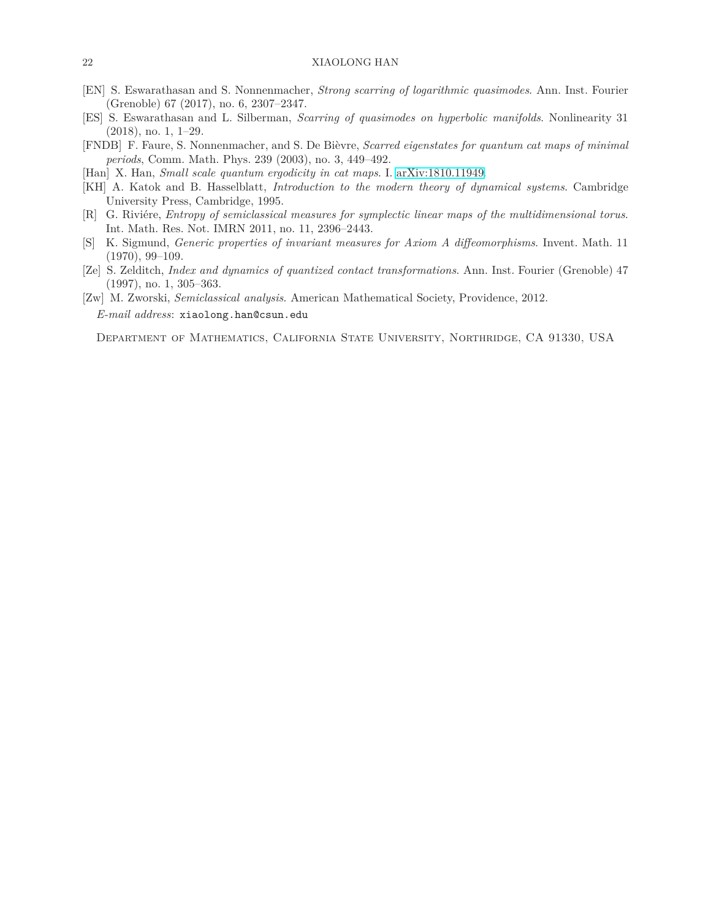- [EN] S. Eswarathasan and S. Nonnenmacher, *Strong scarring of logarithmic quasimodes*. Ann. Inst. Fourier (Grenoble) 67 (2017), no. 6, 2307–2347.
- [ES] S. Eswarathasan and L. Silberman, *Scarring of quasimodes on hyperbolic manifolds*. Nonlinearity 31 (2018), no. 1, 1–29.
- [FNDB] F. Faure, S. Nonnenmacher, and S. De Bièvre, *Scarred eigenstates for quantum cat maps of minimal periods*, Comm. Math. Phys. 239 (2003), no. 3, 449–492.
- [Han] X. Han, *Small scale quantum ergodicity in cat maps*. I. arXiv:1810.11949
- [KH] A. Katok and B. Hasselblatt, *Introduction to the modern theory of dynamical systems*. Cambridge University Press, Cambridge, 1995.
- [R] G. Riviére, *Entropy of semiclassical measures for symplectic linear maps of the multidimensional torus*. Int. Math. Res. Not. IMRN 2011, no. 11, 2396–2443.
- [S] K. Sigmund, *Generic properties of invariant measures for Axiom A diffeomorphisms*. Invent. Math. 11 (1970), 99–109.
- [Ze] S. Zelditch, *Index and dynamics of quantized contact transformations*. Ann. Inst. Fourier (Grenoble) 47 (1997), no. 1, 305–363.
- [Zw] M. Zworski, *Semiclassical analysis*. American Mathematical Society, Providence, 2012.

*E-mail address*: xiaolong.han@csun.edu

Department of Mathematics, California State University, Northridge, CA 91330, USA